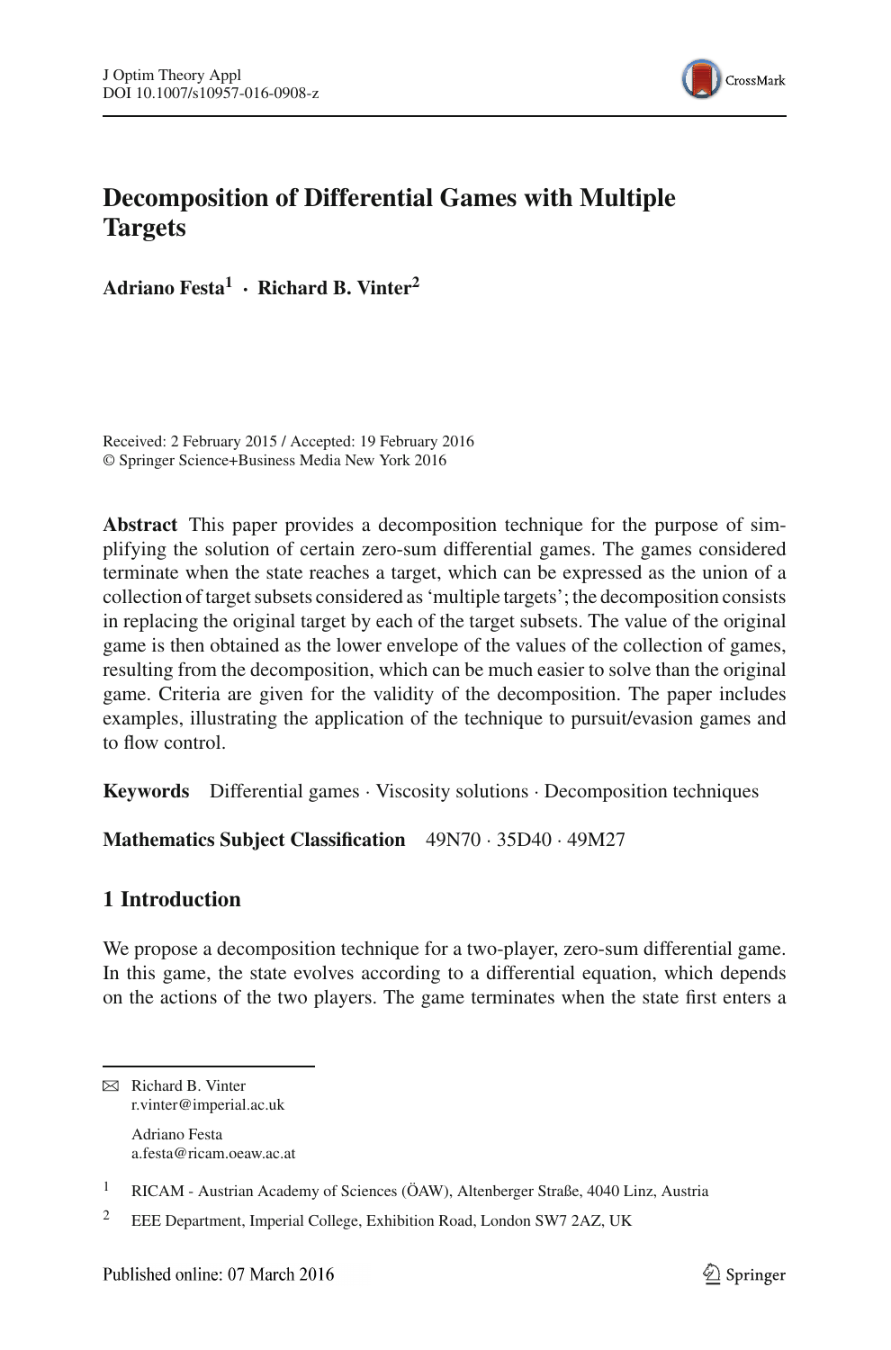# Decomposition of Differential Games with Multiple Targets

**Adriano Festa[1] · Richard B. Vinter[2]**

Received: 2 February 2015 / Accepted: 19 February 2016
© Springer Science+Business Media New York 2016

**Abstract** This paper provides a decomposition technique for the purpose of simplifying the solution of certain zero-sum differential games. The games considered terminate when the state reaches a target, which can be expressed as the union of a collection of target subsets considered as 'multiple targets'; the decomposition consists in replacing the original target by each of the target subsets. The value of the original game is then obtained as the lower envelope of the values of the collection of games, resulting from the decomposition, which can be much easier to solve than the original game. Criteria are given for the validity of the decomposition. The paper includes examples, illustrating the application of the technique to pursuit/evasion games and to flow control.

**Keywords** Differential games · Viscosity solutions · Decomposition techniques

**Mathematics Subject Classification** 49N70 · 35D40 · 49M27

## 1 Introduction

We propose a decomposition technique for a two-player, zero-sum differential game. In this game, the state evolves according to a differential equation, which depends on the actions of the two players. The game terminates when the state first enters a

---

✉ Richard B. Vinter
r.vinter@imperial.ac.uk

Adriano Festa
a.festa@ricam.oeaw.ac.at

[1] RICAM - Austrian Academy of Sciences (ÖAW), Altenberger Straße, 4040 Linz, Austria

[2] EEE Department, Imperial College, Exhibition Road, London SW7 2AZ, UK

Published online: 07 March 2016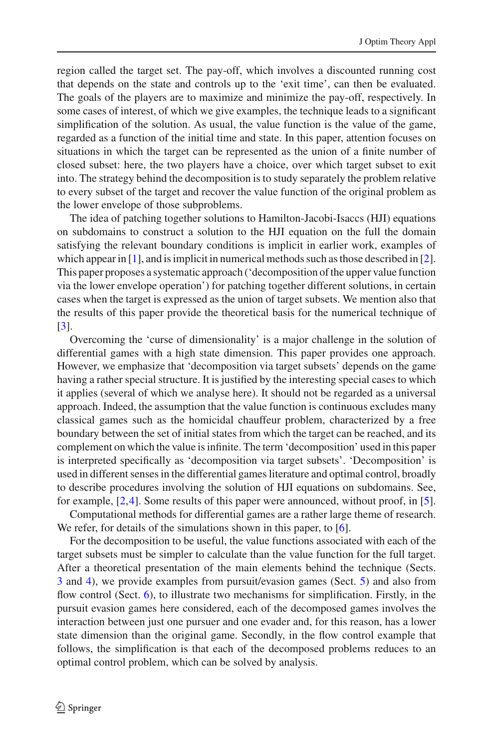region called the target set. The pay-off, which involves a discounted running cost that depends on the state and controls up to the 'exit time', can then be evaluated. The goals of the players are to maximize and minimize the pay-off, respectively. In some cases of interest, of which we give examples, the technique leads to a significant simplification of the solution. As usual, the value function is the value of the game, regarded as a function of the initial time and state. In this paper, attention focuses on situations in which the target can be represented as the union of a finite number of closed subset: here, the two players have a choice, over which target subset to exit into. The strategy behind the decomposition is to study separately the problem relative to every subset of the target and recover the value function of the original problem as the lower envelope of those subproblems.

The idea of patching together solutions to Hamilton-Jacobi-Isaccs (HJI) equations on subdomains to construct a solution to the HJI equation on the full the domain satisfying the relevant boundary conditions is implicit in earlier work, examples of which appear in [1], and is implicit in numerical methods such as those described in [2]. This paper proposes a systematic approach ('decomposition of the upper value function via the lower envelope operation') for patching together different solutions, in certain cases when the target is expressed as the union of target subsets. We mention also that the results of this paper provide the theoretical basis for the numerical technique of [3].

Overcoming the 'curse of dimensionality' is a major challenge in the solution of differential games with a high state dimension. This paper provides one approach. However, we emphasize that 'decomposition via target subsets' depends on the game having a rather special structure. It is justified by the interesting special cases to which it applies (several of which we analyse here). It should not be regarded as a universal approach. Indeed, the assumption that the value function is continuous excludes many classical games such as the homicidal chauffeur problem, characterized by a free boundary between the set of initial states from which the target can be reached, and its complement on which the value is infinite. The term 'decomposition' used in this paper is interpreted specifically as 'decomposition via target subsets'. 'Decomposition' is used in different senses in the differential games literature and optimal control, broadly to describe procedures involving the solution of HJI equations on subdomains. See, for example, [2,4]. Some results of this paper were announced, without proof, in [5].

Computational methods for differential games are a rather large theme of research. We refer, for details of the simulations shown in this paper, to [6].

For the decomposition to be useful, the value functions associated with each of the target subsets must be simpler to calculate than the value function for the full target. After a theoretical presentation of the main elements behind the technique (Sects. 3 and 4), we provide examples from pursuit/evasion games (Sect. 5) and also from flow control (Sect. 6), to illustrate two mechanisms for simplification. Firstly, in the pursuit evasion games here considered, each of the decomposed games involves the interaction between just one pursuer and one evader and, for this reason, has a lower state dimension than the original game. Secondly, in the flow control example that follows, the simplification is that each of the decomposed problems reduces to an optimal control problem, which can be solved by analysis.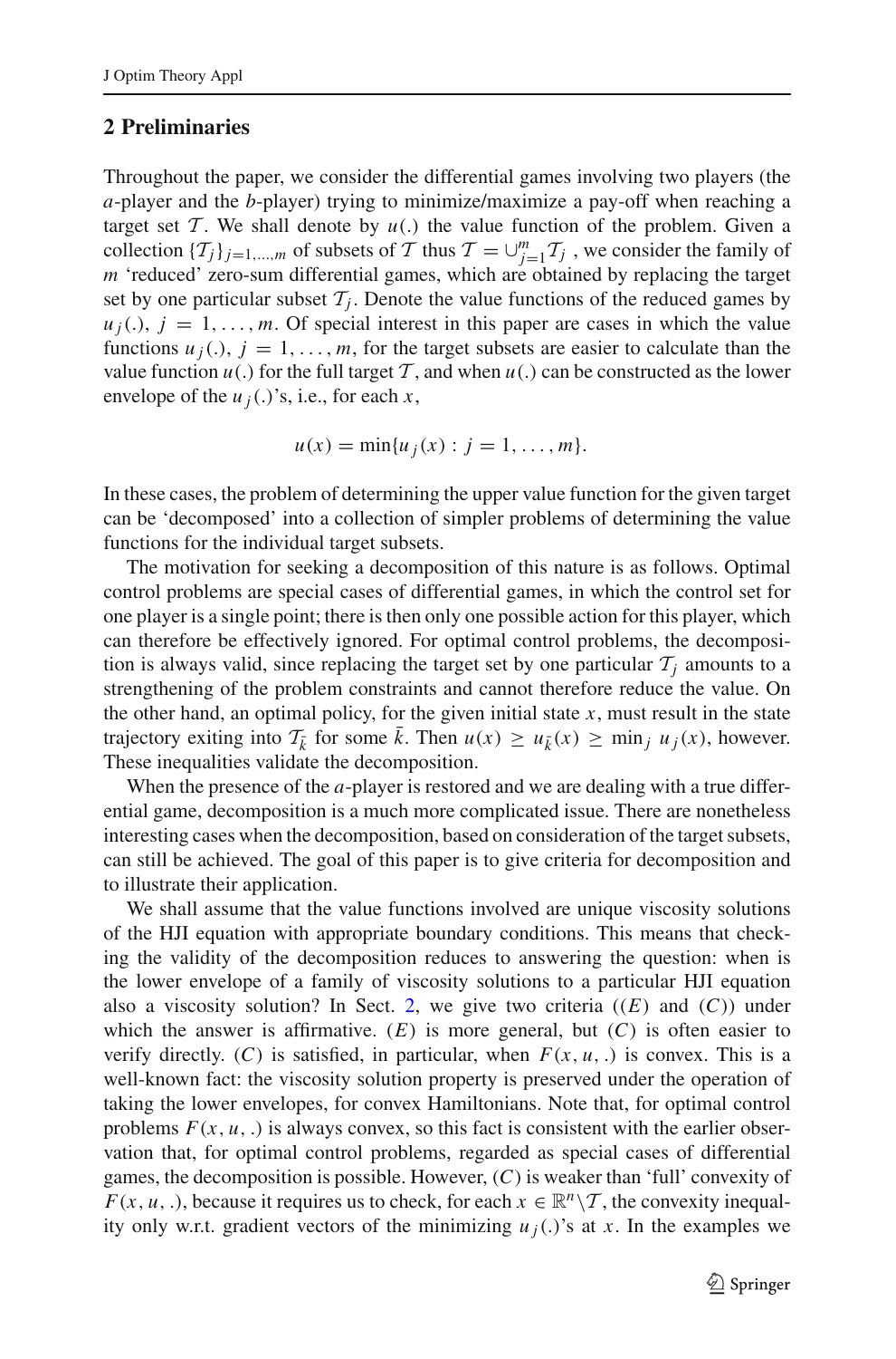## 2 Preliminaries

Throughout the paper, we consider the differential games involving two players (the *a*-player and the *b*-player) trying to minimize/maximize a pay-off when reaching a target set $\mathcal{T}$. We shall denote by $u(.)$ the value function of the problem. Given a collection $\{\mathcal{T}_j\}_{j=1,\ldots,m}$ of subsets of $\mathcal{T}$ thus $\mathcal{T} = \cup_{j=1}^{m} \mathcal{T}_j$ , we consider the family of $m$ 'reduced' zero-sum differential games, which are obtained by replacing the target set by one particular subset $\mathcal{T}_j$. Denote the value functions of the reduced games by $u_j(.)$, $j = 1, \ldots, m$. Of special interest in this paper are cases in which the value functions $u_j(.)$, $j = 1, \ldots, m$, for the target subsets are easier to calculate than the value function $u(.)$ for the full target $\mathcal{T}$, and when $u(.)$ can be constructed as the lower envelope of the $u_j(.)$'s, i.e., for each $x$,

$$u(x) = \min\{u_j(x) : j = 1, \ldots, m\}.$$

In these cases, the problem of determining the upper value function for the given target can be 'decomposed' into a collection of simpler problems of determining the value functions for the individual target subsets.

The motivation for seeking a decomposition of this nature is as follows. Optimal control problems are special cases of differential games, in which the control set for one player is a single point; there is then only one possible action for this player, which can therefore be effectively ignored. For optimal control problems, the decomposition is always valid, since replacing the target set by one particular $\mathcal{T}_j$ amounts to a strengthening of the problem constraints and cannot therefore reduce the value. On the other hand, an optimal policy, for the given initial state $x$, must result in the state trajectory exiting into $\mathcal{T}_{\bar{k}}$ for some $\bar{k}$. Then $u(x) \geq u_{\bar{k}}(x) \geq \min_j u_j(x)$, however. These inequalities validate the decomposition.

When the presence of the *a*-player is restored and we are dealing with a true differential game, decomposition is a much more complicated issue. There are nonetheless interesting cases when the decomposition, based on consideration of the target subsets, can still be achieved. The goal of this paper is to give criteria for decomposition and to illustrate their application.

We shall assume that the value functions involved are unique viscosity solutions of the HJI equation with appropriate boundary conditions. This means that checking the validity of the decomposition reduces to answering the question: when is the lower envelope of a family of viscosity solutions to a particular HJI equation also a viscosity solution? In Sect. 2, we give two criteria ($(E)$ and $(C)$) under which the answer is affirmative. $(E)$ is more general, but $(C)$ is often easier to verify directly. $(C)$ is satisfied, in particular, when $F(x, u, .)$ is convex. This is a well-known fact: the viscosity solution property is preserved under the operation of taking the lower envelopes, for convex Hamiltonians. Note that, for optimal control problems $F(x, u, .)$ is always convex, so this fact is consistent with the earlier observation that, for optimal control problems, regarded as special cases of differential games, the decomposition is possible. However, $(C)$ is weaker than 'full' convexity of $F(x, u, .)$, because it requires us to check, for each $x \in \mathbb{R}^n \backslash \mathcal{T}$, the convexity inequality only w.r.t. gradient vectors of the minimizing $u_j(.)$'s at $x$. In the examples we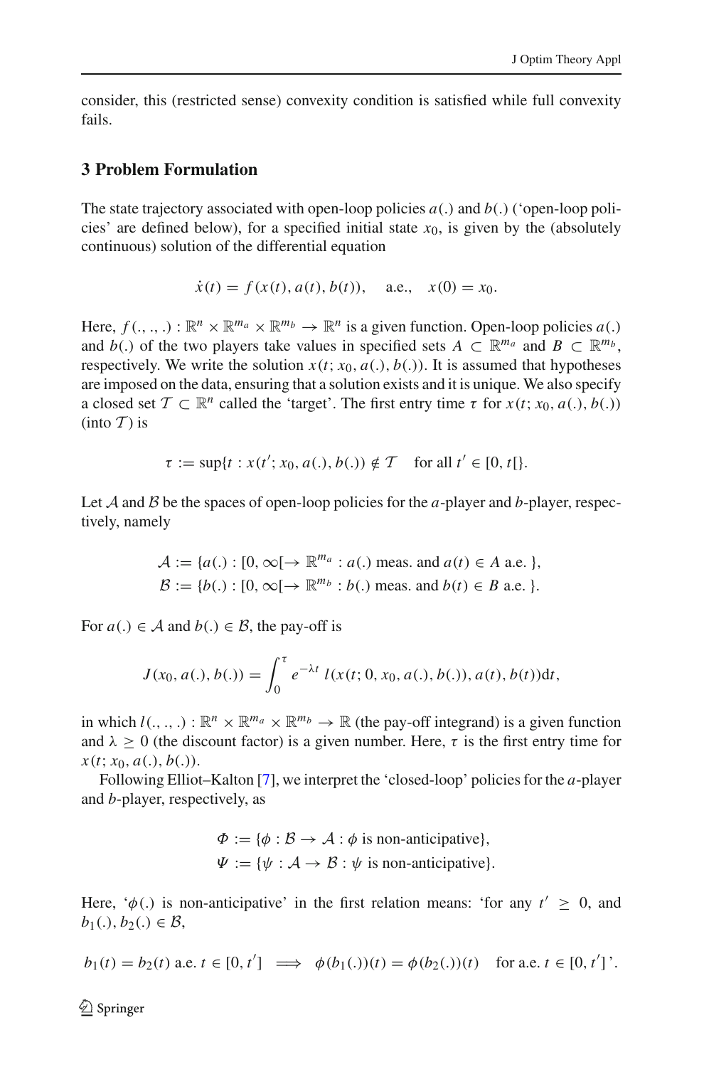consider, this (restricted sense) convexity condition is satisfied while full convexity fails.

## 3 Problem Formulation

The state trajectory associated with open-loop policies $a(.)$ and $b(.)$ ('open-loop policies' are defined below), for a specified initial state $x_0$, is given by the (absolutely continuous) solution of the differential equation

$$\dot{x}(t) = f(x(t), a(t), b(t)), \quad \text{a.e.,} \quad x(0) = x_0.$$

Here, $f(., ., .) : \mathbb{R}^n \times \mathbb{R}^{m_a} \times \mathbb{R}^{m_b} \to \mathbb{R}^n$ is a given function. Open-loop policies $a(.)$ and $b(.)$ of the two players take values in specified sets $A \subset \mathbb{R}^{m_a}$ and $B \subset \mathbb{R}^{m_b}$, respectively. We write the solution $x(t; x_0, a(.), b(.))$. It is assumed that hypotheses are imposed on the data, ensuring that a solution exists and it is unique. We also specify a closed set $\mathcal{T} \subset \mathbb{R}^n$ called the 'target'. The first entry time $\tau$ for $x(t; x_0, a(.), b(.))$ (into $\mathcal{T}$) is

$$\tau := \sup\{t : x(t'; x_0, a(.), b(.)) \notin \mathcal{T} \quad \text{for all } t' \in [0, t[\}.$$

Let $\mathcal{A}$ and $\mathcal{B}$ be the spaces of open-loop policies for the $a$-player and $b$-player, respectively, namely

$$\mathcal{A} := \{a(.) : [0, \infty[ \to \mathbb{R}^{m_a} : a(.) \text{ meas. and } a(t) \in A \text{ a.e. }\},$$
$$\mathcal{B} := \{b(.) : [0, \infty[ \to \mathbb{R}^{m_b} : b(.) \text{ meas. and } b(t) \in B \text{ a.e. }\}.$$

For $a(.) \in \mathcal{A}$ and $b(.) \in \mathcal{B}$, the pay-off is

$$J(x_0, a(.), b(.)) = \int_0^{\tau} e^{-\lambda t}\, l(x(t; 0, x_0, a(.), b(.)), a(t), b(t))\mathrm{d}t,$$

in which $l(., ., .) : \mathbb{R}^n \times \mathbb{R}^{m_a} \times \mathbb{R}^{m_b} \to \mathbb{R}$ (the pay-off integrand) is a given function and $\lambda \geq 0$ (the discount factor) is a given number. Here, $\tau$ is the first entry time for $x(t; x_0, a(.), b(.))$.

Following Elliot–Kalton [7], we interpret the 'closed-loop' policies for the $a$-player and $b$-player, respectively, as

$$\Phi := \{\phi : \mathcal{B} \to \mathcal{A} : \phi \text{ is non-anticipative}\},$$
$$\Psi := \{\psi : \mathcal{A} \to \mathcal{B} : \psi \text{ is non-anticipative}\}.$$

Here, '$\phi(.)$ is non-anticipative' in the first relation means: 'for any $t' \geq 0$, and $b_1(.), b_2(.) \in \mathcal{B}$,

$$b_1(t) = b_2(t) \text{ a.e. } t \in [0, t'] \implies \phi(b_1(.))(t) = \phi(b_2(.))(t) \quad \text{for a.e. } t \in [0, t'] \text{'}.$$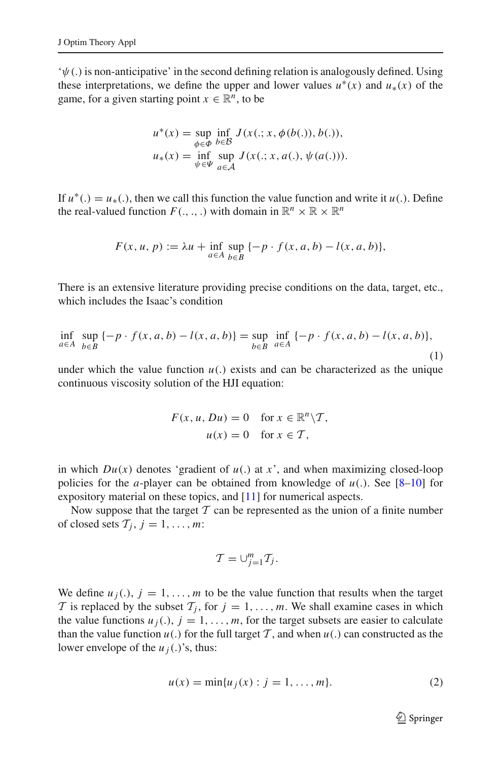'$\psi(.)$ is non-anticipative' in the second defining relation is analogously defined. Using these interpretations, we define the upper and lower values $u^*(x)$ and $u_*(x)$ of the game, for a given starting point $x \in \mathbb{R}^n$, to be

$$
\begin{aligned}
u^*(x) &= \sup_{\phi \in \Phi} \inf_{b \in \mathcal{B}} J(x(.; x, \phi(b(.)), b(.)),\\
u_*(x) &= \inf_{\psi \in \Psi} \sup_{a \in \mathcal{A}} J(x(.; x, a(.), \psi(a(.))).
\end{aligned}
$$

If $u^*(.) = u_*(.)$, then we call this function the value function and write it $u(.)$. Define the real-valued function $F(., ., .)$ with domain in $\mathbb{R}^n \times \mathbb{R} \times \mathbb{R}^n$

$$
F(x, u, p) := \lambda u + \inf_{a \in A} \sup_{b \in B} \{-p \cdot f(x, a, b) - l(x, a, b)\},
$$

There is an extensive literature providing precise conditions on the data, target, etc., which includes the Isaac's condition

$$
\inf_{a \in A} \sup_{b \in B} \{-p \cdot f(x, a, b) - l(x, a, b)\} = \sup_{b \in B} \inf_{a \in A} \{-p \cdot f(x, a, b) - l(x, a, b)\},
\tag{1}
$$

under which the value function $u(.)$ exists and can be characterized as the unique continuous viscosity solution of the HJI equation:

$$
\begin{aligned}
F(x, u, Du) &= 0 \quad \text{for } x \in \mathbb{R}^n \backslash \mathcal{T},\\
u(x) &= 0 \quad \text{for } x \in \mathcal{T},
\end{aligned}
$$

in which $Du(x)$ denotes 'gradient of $u(.)$ at $x$', and when maximizing closed-loop policies for the $a$-player can be obtained from knowledge of $u(.)$. See [8–10] for expository material on these topics, and [11] for numerical aspects.

Now suppose that the target $\mathcal{T}$ can be represented as the union of a finite number of closed sets $\mathcal{T}_j$, $j = 1, \ldots, m$:

$$
\mathcal{T} = \cup_{j=1}^{m} \mathcal{T}_j.
$$

We define $u_j(.)$, $j = 1, \ldots, m$ to be the value function that results when the target $\mathcal{T}$ is replaced by the subset $\mathcal{T}_j$, for $j = 1, \ldots, m$. We shall examine cases in which the value functions $u_j(.)$, $j = 1, \ldots, m$, for the target subsets are easier to calculate than the value function $u(.)$ for the full target $\mathcal{T}$, and when $u(.)$ can constructed as the lower envelope of the $u_j(.)$'s, thus:

$$
u(x) = \min\{u_j(x) : j = 1, \ldots, m\}.
\tag{2}
$$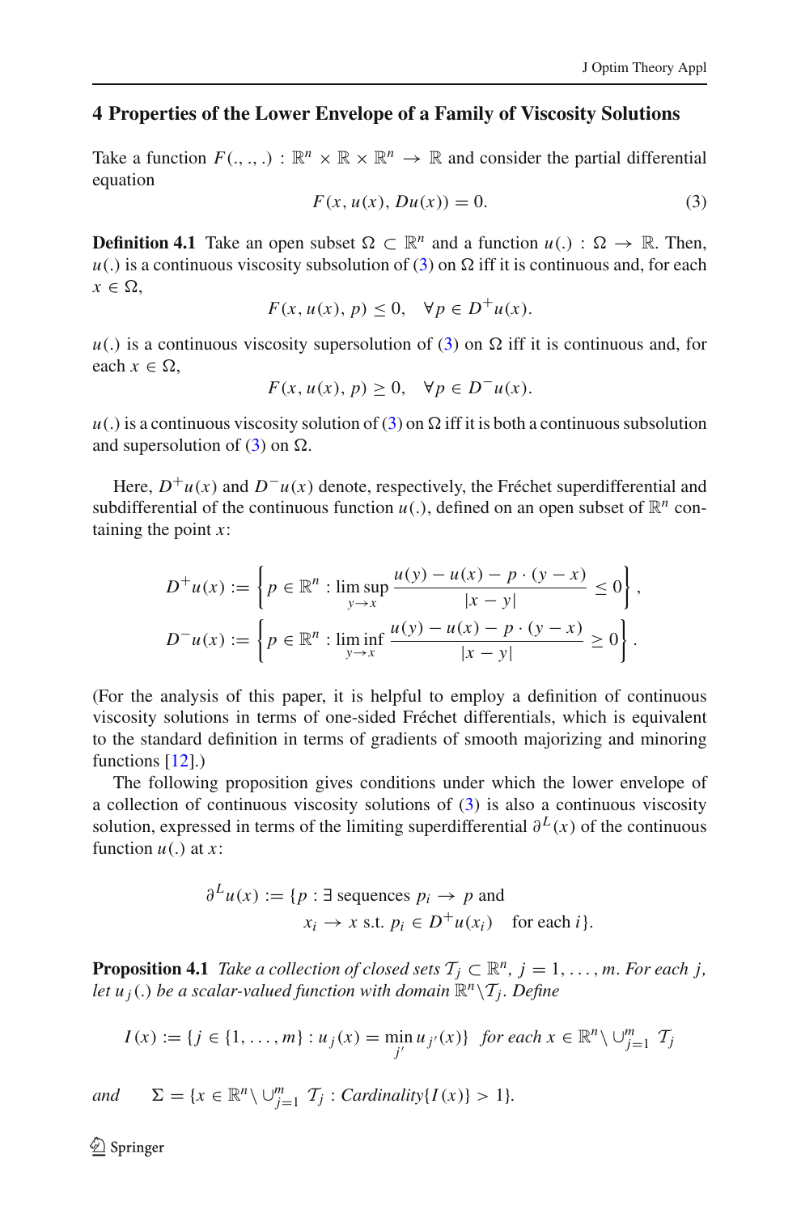## 4 Properties of the Lower Envelope of a Family of Viscosity Solutions

Take a function $F(.,.,.) : \mathbb{R}^n \times \mathbb{R} \times \mathbb{R}^n \to \mathbb{R}$ and consider the partial differential equation

$$F(x, u(x), Du(x)) = 0. \tag{3}$$

**Definition 4.1** Take an open subset $\Omega \subset \mathbb{R}^n$ and a function $u(.) : \Omega \to \mathbb{R}$. Then, $u(.)$ is a continuous viscosity subsolution of (3) on $\Omega$ iff it is continuous and, for each $x \in \Omega$,

$$F(x, u(x), p) \leq 0, \quad \forall p \in D^+u(x).$$

$u(.)$ is a continuous viscosity supersolution of (3) on $\Omega$ iff it is continuous and, for each $x \in \Omega$,

$$F(x, u(x), p) \geq 0, \quad \forall p \in D^-u(x).$$

$u(.)$ is a continuous viscosity solution of (3) on $\Omega$ iff it is both a continuous subsolution and supersolution of (3) on $\Omega$.

Here, $D^+u(x)$ and $D^-u(x)$ denote, respectively, the Fréchet superdifferential and subdifferential of the continuous function $u(.)$, defined on an open subset of $\mathbb{R}^n$ containing the point $x$:

$$D^+u(x) := \left\{ p \in \mathbb{R}^n : \limsup_{y \to x} \frac{u(y) - u(x) - p \cdot (y - x)}{|x - y|} \leq 0 \right\},$$

$$D^-u(x) := \left\{ p \in \mathbb{R}^n : \liminf_{y \to x} \frac{u(y) - u(x) - p \cdot (y - x)}{|x - y|} \geq 0 \right\}.$$

(For the analysis of this paper, it is helpful to employ a definition of continuous viscosity solutions in terms of one-sided Fréchet differentials, which is equivalent to the standard definition in terms of gradients of smooth majorizing and minoring functions [12].)

The following proposition gives conditions under which the lower envelope of a collection of continuous viscosity solutions of (3) is also a continuous viscosity solution, expressed in terms of the limiting superdifferential $\partial^L(x)$ of the continuous function $u(.)$ at $x$:

$$\partial^L u(x) := \{p : \exists \text{ sequences } p_i \to p \text{ and } x_i \to x \text{ s.t. } p_i \in D^+u(x_i) \quad \text{for each } i\}.$$

**Proposition 4.1** *Take a collection of closed sets $\mathcal{T}_j \subset \mathbb{R}^n$, $j = 1, \ldots, m$. For each $j$, let $u_j(.)$ be a scalar-valued function with domain $\mathbb{R}^n \backslash \mathcal{T}_j$. Define*

$$I(x) := \{j \in \{1, \ldots, m\} : u_j(x) = \min_{j'} u_{j'}(x)\} \quad \textit{for each } x \in \mathbb{R}^n \backslash \cup_{j=1}^m \mathcal{T}_j$$

*and* $\quad \Sigma = \{x \in \mathbb{R}^n \backslash \cup_{j=1}^m \mathcal{T}_j : \textit{Cardinality}\{I(x)\} > 1\}.$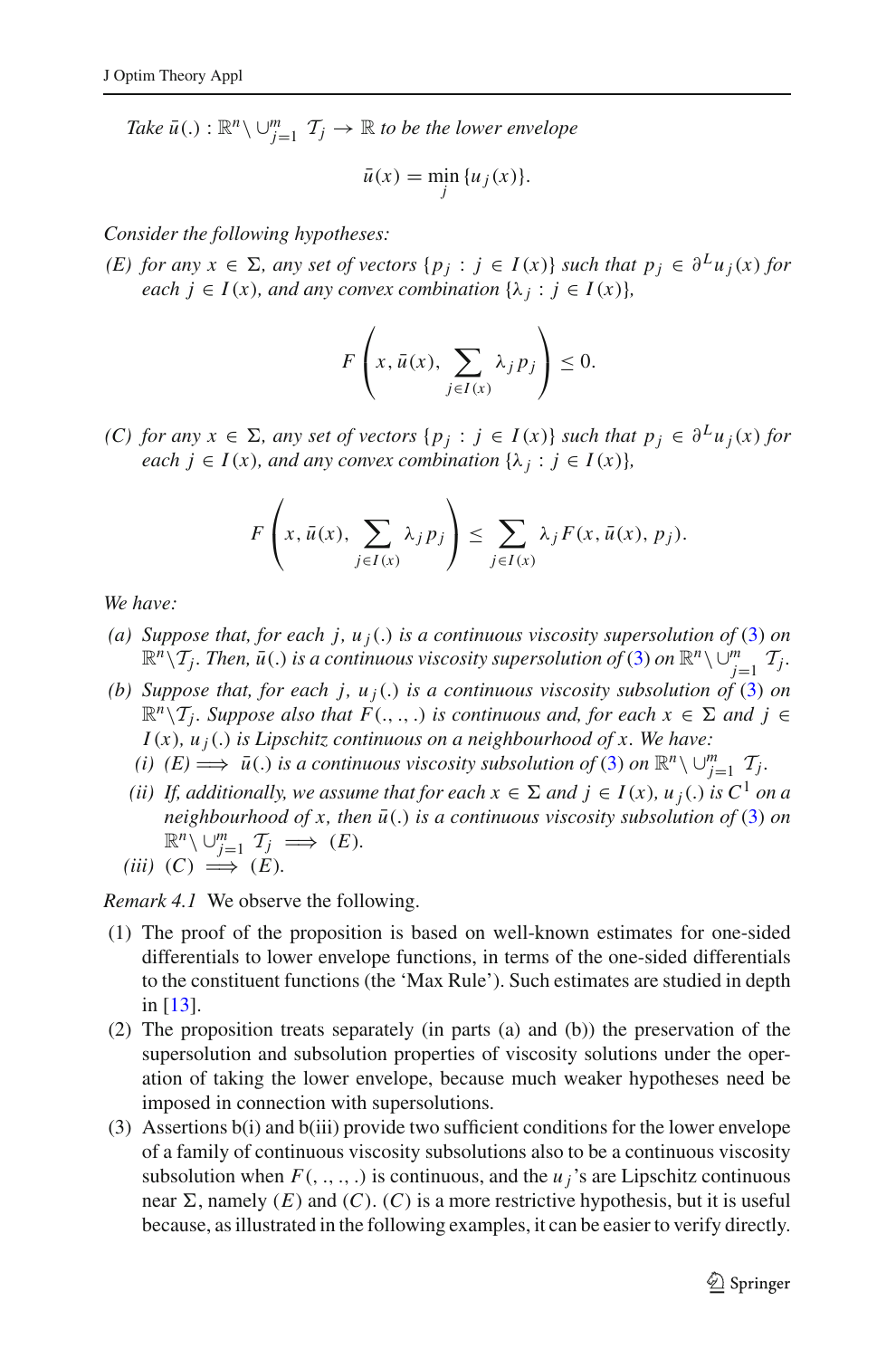*Take* $\bar{u}(.) : \mathbb{R}^n \setminus \cup_{j=1}^m \mathcal{T}_j \to \mathbb{R}$ *to be the lower envelope*

$$\bar{u}(x) = \min_j \{u_j(x)\}.$$

*Consider the following hypotheses:*

*(E) for any* $x \in \Sigma$*, any set of vectors* $\{p_j : j \in I(x)\}$ *such that* $p_j \in \partial^L u_j(x)$ *for each* $j \in I(x)$*, and any convex combination* $\{\lambda_j : j \in I(x)\}$*,*

$$F\left(x, \bar{u}(x), \sum_{j \in I(x)} \lambda_j p_j\right) \leq 0.$$

*(C) for any* $x \in \Sigma$*, any set of vectors* $\{p_j : j \in I(x)\}$ *such that* $p_j \in \partial^L u_j(x)$ *for each* $j \in I(x)$*, and any convex combination* $\{\lambda_j : j \in I(x)\}$*,*

$$F\left(x, \bar{u}(x), \sum_{j \in I(x)} \lambda_j p_j\right) \leq \sum_{j \in I(x)} \lambda_j F(x, \bar{u}(x), p_j).$$

*We have:*

*(a) Suppose that, for each* $j$*,* $u_j(.)$ *is a continuous viscosity supersolution of* (3) *on* $\mathbb{R}^n \setminus \mathcal{T}_j$*. Then,* $\bar{u}(.)$ *is a continuous viscosity supersolution of* (3) *on* $\mathbb{R}^n \setminus \cup_{j=1}^m \mathcal{T}_j$*.*

*(b) Suppose that, for each* $j$*,* $u_j(.)$ *is a continuous viscosity subsolution of* (3) *on* $\mathbb{R}^n \setminus \mathcal{T}_j$*. Suppose also that* $F(., ., .)$ *is continuous and, for each* $x \in \Sigma$ *and* $j \in I(x)$*,* $u_j(.)$ *is Lipschitz continuous on a neighbourhood of* $x$*. We have:*

*(i)* $(E) \implies \bar{u}(.)$ *is a continuous viscosity subsolution of* (3) *on* $\mathbb{R}^n \setminus \cup_{j=1}^m \mathcal{T}_j$*.*

*(ii) If, additionally, we assume that for each* $x \in \Sigma$ *and* $j \in I(x)$*,* $u_j(.)$ *is* $C^1$ *on a neighbourhood of* $x$*, then* $\bar{u}(.)$ *is a continuous viscosity subsolution of* (3) *on* $\mathbb{R}^n \setminus \cup_{j=1}^m \mathcal{T}_j \implies (E)$*.*

*(iii)* $(C) \implies (E)$*.*

*Remark 4.1* We observe the following.

1. The proof of the proposition is based on well-known estimates for one-sided differentials to lower envelope functions, in terms of the one-sided differentials to the constituent functions (the 'Max Rule'). Such estimates are studied in depth in [13].
2. The proposition treats separately (in parts (a) and (b)) the preservation of the supersolution and subsolution properties of viscosity solutions under the operation of taking the lower envelope, because much weaker hypotheses need be imposed in connection with supersolutions.
3. Assertions b(i) and b(iii) provide two sufficient conditions for the lower envelope of a family of continuous viscosity subsolutions also to be a continuous viscosity subsolution when $F(., ., .)$ is continuous, and the $u_j$'s are Lipschitz continuous near $\Sigma$, namely $(E)$ and $(C)$. $(C)$ is a more restrictive hypothesis, but it is useful because, as illustrated in the following examples, it can be easier to verify directly.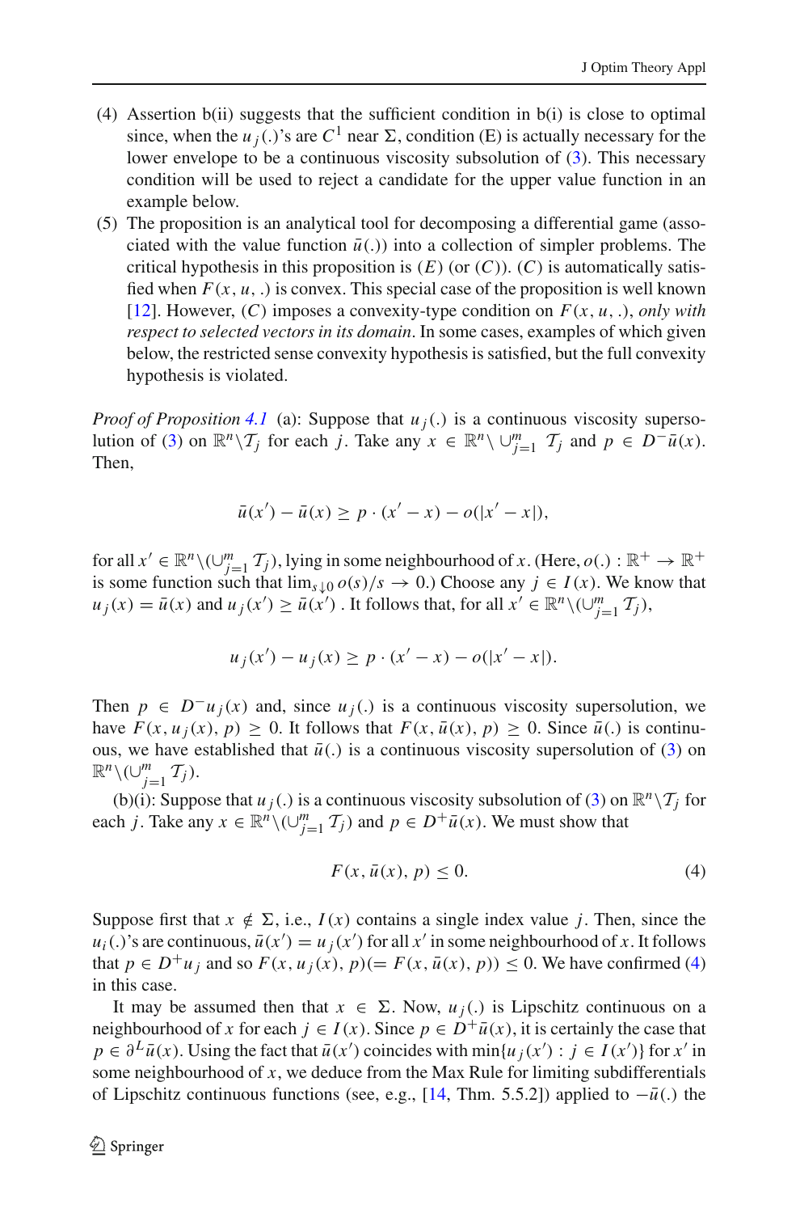(4) Assertion b(ii) suggests that the sufficient condition in b(i) is close to optimal since, when the $u_j(.)$'s are $C^1$ near $\Sigma$, condition (E) is actually necessary for the lower envelope to be a continuous viscosity subsolution of (3). This necessary condition will be used to reject a candidate for the upper value function in an example below.

(5) The proposition is an analytical tool for decomposing a differential game (associated with the value function $\bar{u}(.)$) into a collection of simpler problems. The critical hypothesis in this proposition is $(E)$ (or $(C)$). $(C)$ is automatically satisfied when $F(x, u, .)$ is convex. This special case of the proposition is well known [12]. However, $(C)$ imposes a convexity-type condition on $F(x, u, .)$, *only with respect to selected vectors in its domain*. In some cases, examples of which given below, the restricted sense convexity hypothesis is satisfied, but the full convexity hypothesis is violated.

*Proof of Proposition 4.1* (a): Suppose that $u_j(.)$ is a continuous viscosity supersolution of (3) on $\mathbb{R}^n \backslash \mathcal{T}_j$ for each $j$. Take any $x \in \mathbb{R}^n \backslash \cup_{j=1}^m \mathcal{T}_j$ and $p \in D^- \bar{u}(x)$. Then,

$$\bar{u}(x') - \bar{u}(x) \geq p \cdot (x' - x) - o(|x' - x|),$$

for all $x' \in \mathbb{R}^n \backslash (\cup_{j=1}^m \mathcal{T}_j)$, lying in some neighbourhood of $x$. (Here, $o(.) : \mathbb{R}^+ \to \mathbb{R}^+$ is some function such that $\lim_{s \downarrow 0} o(s)/s \to 0$.) Choose any $j \in I(x)$. We know that $u_j(x) = \bar{u}(x)$ and $u_j(x') \geq \bar{u}(x')$ . It follows that, for all $x' \in \mathbb{R}^n \backslash (\cup_{j=1}^m \mathcal{T}_j)$,

$$u_j(x') - u_j(x) \geq p \cdot (x' - x) - o(|x' - x|).$$

Then $p \in D^- u_j(x)$ and, since $u_j(.)$ is a continuous viscosity supersolution, we have $F(x, u_j(x), p) \geq 0$. It follows that $F(x, \bar{u}(x), p) \geq 0$. Since $\bar{u}(.)$ is continuous, we have established that $\bar{u}(.)$ is a continuous viscosity supersolution of (3) on $\mathbb{R}^n \backslash (\cup_{j=1}^m \mathcal{T}_j)$.

(b)(i): Suppose that $u_j(.)$ is a continuous viscosity subsolution of (3) on $\mathbb{R}^n \backslash \mathcal{T}_j$ for each $j$. Take any $x \in \mathbb{R}^n \backslash (\cup_{j=1}^m \mathcal{T}_j)$ and $p \in D^+ \bar{u}(x)$. We must show that

$$F(x, \bar{u}(x), p) \leq 0. \tag{4}$$

Suppose first that $x \notin \Sigma$, i.e., $I(x)$ contains a single index value $j$. Then, since the $u_i(.)$'s are continuous, $\bar{u}(x') = u_j(x')$ for all $x'$ in some neighbourhood of $x$. It follows that $p \in D^+ u_j$ and so $F(x, u_j(x), p) (= F(x, \bar{u}(x), p)) \leq 0$. We have confirmed (4) in this case.

It may be assumed then that $x \in \Sigma$. Now, $u_j(.)$ is Lipschitz continuous on a neighbourhood of $x$ for each $j \in I(x)$. Since $p \in D^+ \bar{u}(x)$, it is certainly the case that $p \in \partial^L \bar{u}(x)$. Using the fact that $\bar{u}(x')$ coincides with $\min\{u_j(x') : j \in I(x')\}$ for $x'$ in some neighbourhood of $x$, we deduce from the Max Rule for limiting subdifferentials of Lipschitz continuous functions (see, e.g., [14, Thm. 5.5.2]) applied to $-\bar{u}(.)$ the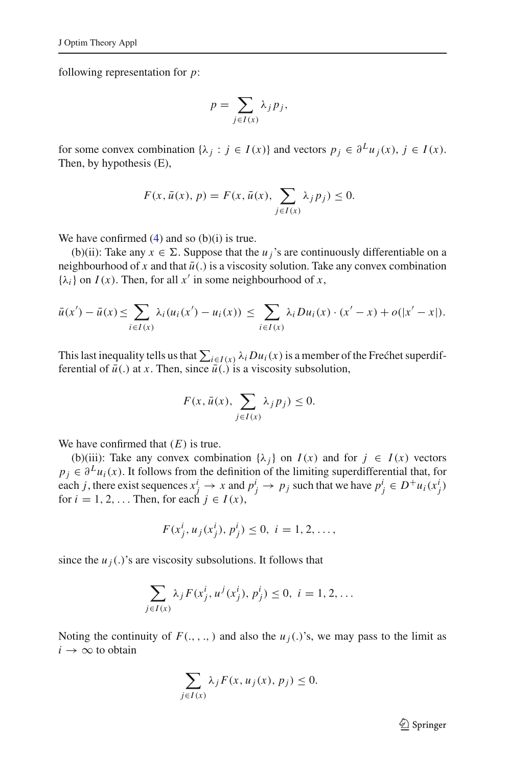following representation for $p$:

$$p = \sum_{j \in I(x)} \lambda_j p_j,$$

for some convex combination $\{\lambda_j : j \in I(x)\}$ and vectors $p_j \in \partial^L u_j(x)$, $j \in I(x)$. Then, by hypothesis (E),

$$F(x, \bar{u}(x), p) = F(x, \bar{u}(x), \sum_{j \in I(x)} \lambda_j p_j) \leq 0.$$

We have confirmed (4) and so (b)(i) is true.

(b)(ii): Take any $x \in \Sigma$. Suppose that the $u_j$'s are continuously differentiable on a neighbourhood of $x$ and that $\bar{u}(.)$ is a viscosity solution. Take any convex combination $\{\lambda_i\}$ on $I(x)$. Then, for all $x'$ in some neighbourhood of $x$,

$$\bar{u}(x') - \bar{u}(x) \leq \sum_{i \in I(x)} \lambda_i (u_i(x') - u_i(x)) \leq \sum_{i \in I(x)} \lambda_i Du_i(x) \cdot (x' - x) + o(|x' - x|).$$

This last inequality tells us that $\sum_{i \in I(x)} \lambda_i Du_i(x)$ is a member of the Frećhet superdifferential of $\bar{u}(.)$ at $x$. Then, since $\bar{u}(.)$ is a viscosity subsolution,

$$F(x, \bar{u}(x), \sum_{j \in I(x)} \lambda_j p_j) \leq 0.$$

We have confirmed that $(E)$ is true.

(b)(iii): Take any convex combination $\{\lambda_j\}$ on $I(x)$ and for $j \in I(x)$ vectors $p_j \in \partial^L u_i(x)$. It follows from the definition of the limiting superdifferential that, for each $j$, there exist sequences $x_j^i \to x$ and $p_j^i \to p_j$ such that we have $p_j^i \in D^+ u_i(x_j^i)$ for $i = 1, 2, \ldots$ Then, for each $j \in I(x)$,

$$F(x_j^i, u_j(x_j^i), p_j^i) \leq 0, \ i = 1, 2, \ldots,$$

since the $u_j(.)$'s are viscosity subsolutions. It follows that

$$\sum_{j \in I(x)} \lambda_j F(x_j^i, u^j(x_j^i), p_j^i) \leq 0, \ i = 1, 2, \ldots$$

Noting the continuity of $F(., ., .)$ and also the $u_j(.)$'s, we may pass to the limit as $i \to \infty$ to obtain

$$\sum_{j \in I(x)} \lambda_j F(x, u_j(x), p_j) \leq 0.$$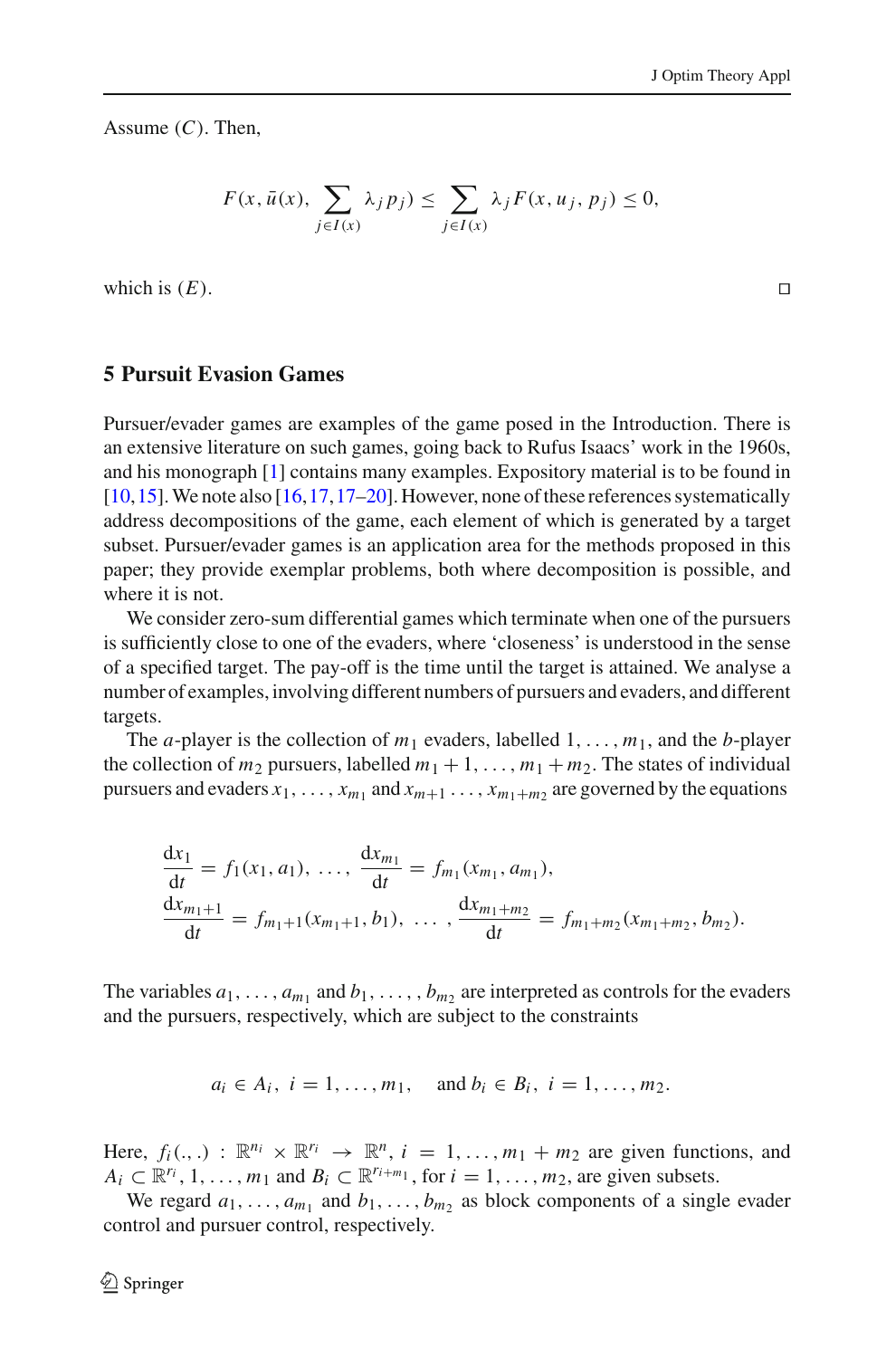Assume $(C)$. Then,

$$F(x, \bar{u}(x), \sum_{j \in I(x)} \lambda_j p_j) \leq \sum_{j \in I(x)} \lambda_j F(x, u_j, p_j) \leq 0,$$

which is $(E)$. □

## 5 Pursuit Evasion Games

Pursuer/evader games are examples of the game posed in the Introduction. There is an extensive literature on such games, going back to Rufus Isaacs' work in the 1960s, and his monograph [1] contains many examples. Expository material is to be found in [10,15]. We note also [16,17,17–20]. However, none of these references systematically address decompositions of the game, each element of which is generated by a target subset. Pursuer/evader games is an application area for the methods proposed in this paper; they provide exemplar problems, both where decomposition is possible, and where it is not.

We consider zero-sum differential games which terminate when one of the pursuers is sufficiently close to one of the evaders, where 'closeness' is understood in the sense of a specified target. The pay-off is the time until the target is attained. We analyse a number of examples, involving different numbers of pursuers and evaders, and different targets.

The $a$-player is the collection of $m_1$ evaders, labelled $1, \ldots, m_1$, and the $b$-player the collection of $m_2$ pursuers, labelled $m_1 + 1, \ldots, m_1 + m_2$. The states of individual pursuers and evaders $x_1, \ldots, x_{m_1}$ and $x_{m+1} \ldots, x_{m_1+m_2}$ are governed by the equations

$$\frac{\mathrm{d}x_1}{\mathrm{d}t} = f_1(x_1, a_1), \ \ldots, \ \frac{\mathrm{d}x_{m_1}}{\mathrm{d}t} = f_{m_1}(x_{m_1}, a_{m_1}),$$
$$\frac{\mathrm{d}x_{m_1+1}}{\mathrm{d}t} = f_{m_1+1}(x_{m_1+1}, b_1), \ \ldots \ , \frac{\mathrm{d}x_{m_1+m_2}}{\mathrm{d}t} = f_{m_1+m_2}(x_{m_1+m_2}, b_{m_2}).$$

The variables $a_1, \ldots, a_{m_1}$ and $b_1, \ldots, b_{m_2}$ are interpreted as controls for the evaders and the pursuers, respectively, which are subject to the constraints

$$a_i \in A_i, \ i = 1, \ldots, m_1, \quad \text{and } b_i \in B_i, \ i = 1, \ldots, m_2.$$

Here, $f_i(.,.) : \mathbb{R}^{n_i} \times \mathbb{R}^{r_i} \to \mathbb{R}^n$, $i = 1, \ldots, m_1 + m_2$ are given functions, and $A_i \subset \mathbb{R}^{r_i}$, $1, \ldots, m_1$ and $B_i \subset \mathbb{R}^{r_{i+m_1}}$, for $i = 1, \ldots, m_2$, are given subsets.

We regard $a_1, \ldots, a_{m_1}$ and $b_1, \ldots, b_{m_2}$ as block components of a single evader control and pursuer control, respectively.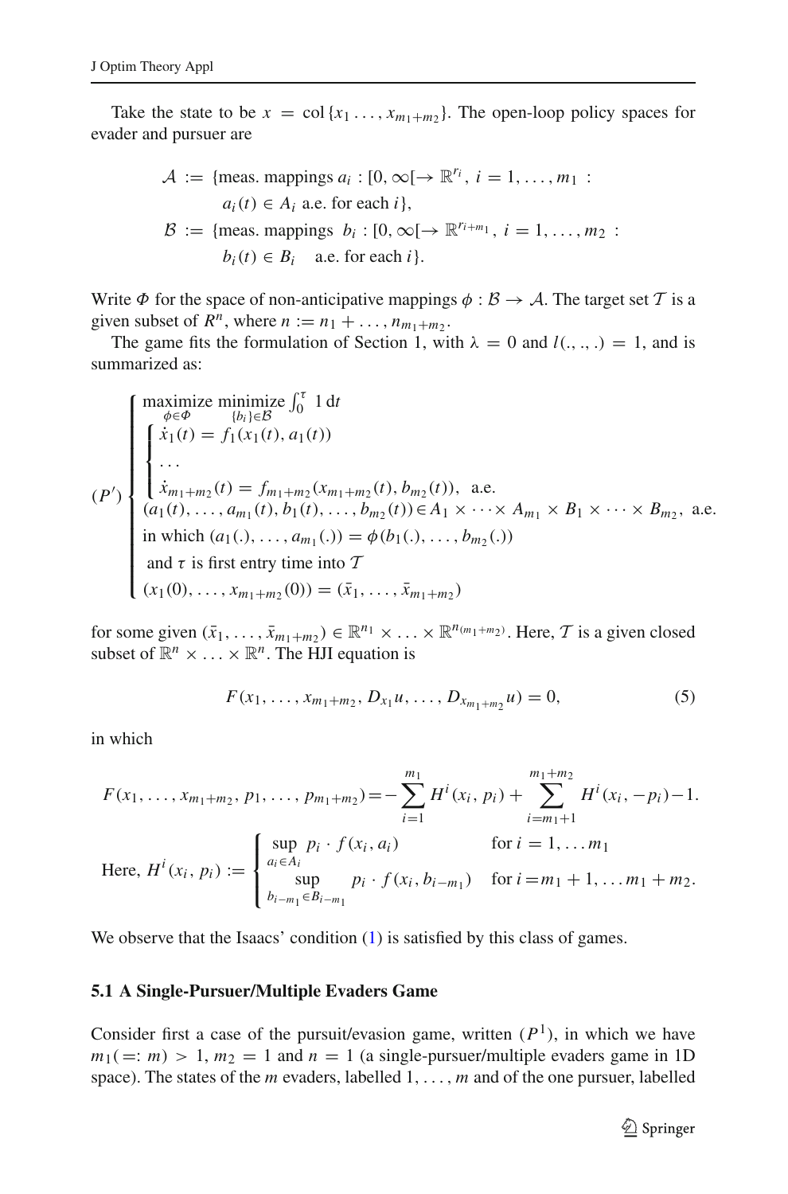Take the state to be $x = \operatorname{col}\{x_1 \ldots, x_{m_1+m_2}\}$. The open-loop policy spaces for evader and pursuer are

$$
\begin{aligned}
\mathcal{A} &:= \{\text{meas. mappings } a_i : [0, \infty[ \to \mathbb{R}^{r_i},\ i = 1, \ldots, m_1 \ : \\
&\qquad a_i(t) \in A_i \text{ a.e. for each } i\}, \\
\mathcal{B} &:= \{\text{meas. mappings } b_i : [0, \infty[ \to \mathbb{R}^{r_{i+m_1}},\ i = 1, \ldots, m_2 \ : \\
&\qquad b_i(t) \in B_i \quad \text{a.e. for each } i\}.
\end{aligned}
$$

Write $\Phi$ for the space of non-anticipative mappings $\phi : \mathcal{B} \to \mathcal{A}$. The target set $\mathcal{T}$ is a given subset of $R^n$, where $n := n_1 + \ldots, n_{m_1+m_2}$.

The game fits the formulation of Section 1, with $\lambda = 0$ and $l(.,.,.) = 1$, and is summarized as:

$$
(P') \begin{cases}
\underset{\phi \in \Phi}{\text{maximize}} \ \underset{\{b_i\} \in \mathcal{B}}{\text{minimize}} \int_0^\tau 1 \, dt \\
\begin{cases}
\dot{x}_1(t) = f_1(x_1(t), a_1(t)) \\
\ldots \\
\dot{x}_{m_1+m_2}(t) = f_{m_1+m_2}(x_{m_1+m_2}(t), b_{m_2}(t)), \quad \text{a.e.}
\end{cases} \\
(a_1(t), \ldots, a_{m_1}(t), b_1(t), \ldots, b_{m_2}(t)) \in A_1 \times \cdots \times A_{m_1} \times B_1 \times \cdots \times B_{m_2}, \ \text{a.e.} \\
\text{in which } (a_1(.), \ldots, a_{m_1}(.)) = \phi(b_1(.), \ldots, b_{m_2}(.)) \\
\text{and } \tau \text{ is first entry time into } \mathcal{T} \\
(x_1(0), \ldots, x_{m_1+m_2}(0)) = (\bar{x}_1, \ldots, \bar{x}_{m_1+m_2})
\end{cases}
$$

for some given $(\bar{x}_1, \ldots, \bar{x}_{m_1+m_2}) \in \mathbb{R}^{n_1} \times \ldots \times \mathbb{R}^{n_{(m_1+m_2)}}$. Here, $\mathcal{T}$ is a given closed subset of $\mathbb{R}^n \times \ldots \times \mathbb{R}^n$. The HJI equation is

$$
F(x_1, \ldots, x_{m_1+m_2}, D_{x_1}u, \ldots, D_{x_{m_1+m_2}}u) = 0, \tag{5}
$$

in which

$$
F(x_1, \ldots, x_{m_1+m_2}, p_1, \ldots, p_{m_1+m_2}) = -\sum_{i=1}^{m_1} H^i(x_i, p_i) + \sum_{i=m_1+1}^{m_1+m_2} H^i(x_i, -p_i) - 1.
$$

$$
\text{Here, } H^i(x_i, p_i) := \begin{cases}
\sup\limits_{a_i \in A_i} p_i \cdot f(x_i, a_i) & \text{for } i = 1, \ldots m_1 \\
\sup\limits_{b_{i-m_1} \in B_{i-m_1}} p_i \cdot f(x_i, b_{i-m_1}) & \text{for } i = m_1 + 1, \ldots m_1 + m_2.
\end{cases}
$$

We observe that the Isaacs' condition (1) is satisfied by this class of games.

### 5.1 A Single-Pursuer/Multiple Evaders Game

Consider first a case of the pursuit/evasion game, written $(P^1)$, in which we have $m_1 (=: m) > 1$, $m_2 = 1$ and $n = 1$ (a single-pursuer/multiple evaders game in 1D space). The states of the $m$ evaders, labelled $1, \ldots, m$ and of the one pursuer, labelled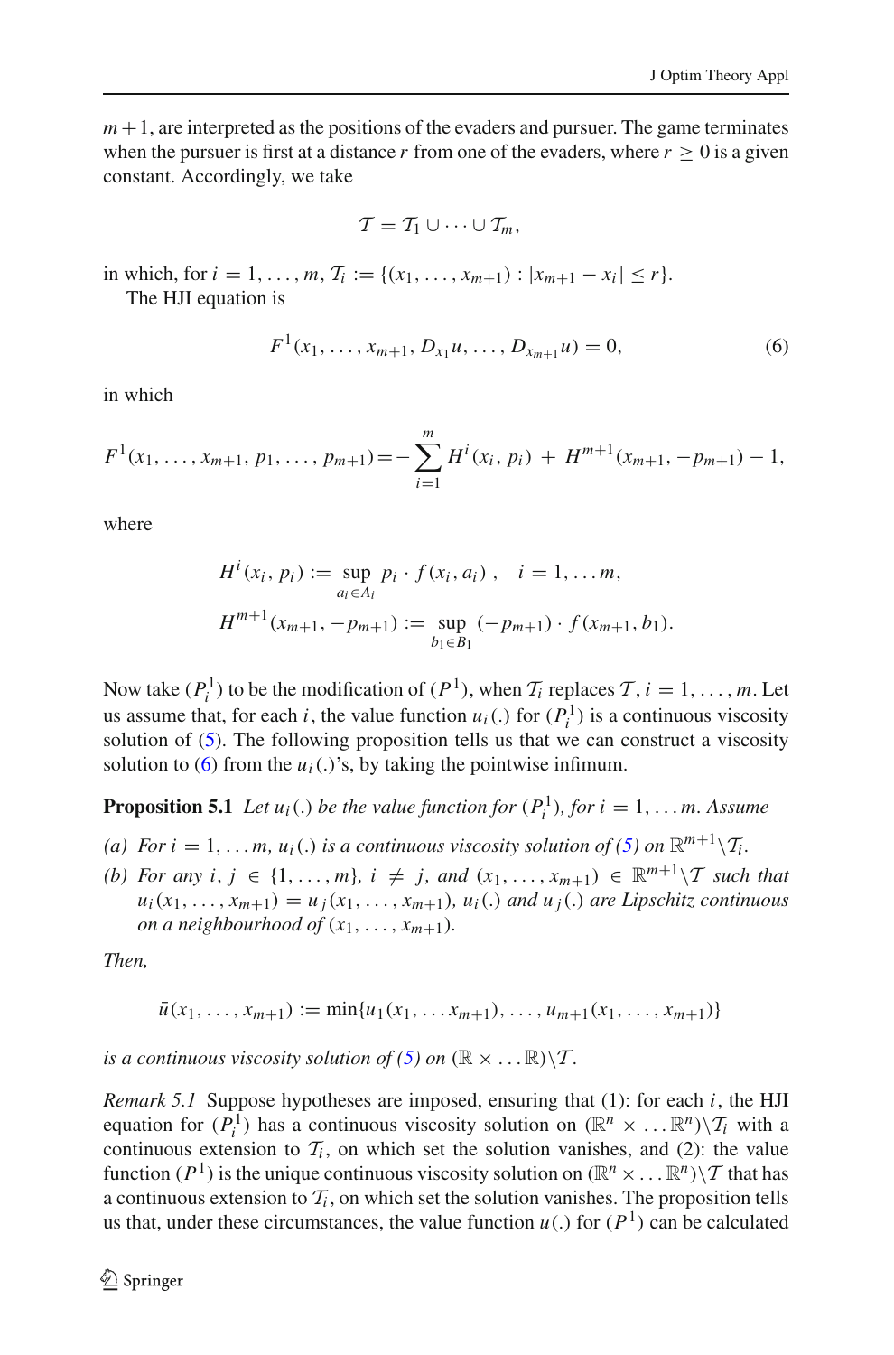$m+1$, are interpreted as the positions of the evaders and pursuer. The game terminates when the pursuer is first at a distance $r$ from one of the evaders, where $r \geq 0$ is a given constant. Accordingly, we take

$$\mathcal{T} = \mathcal{T}_1 \cup \cdots \cup \mathcal{T}_m,$$

in which, for $i = 1, \ldots, m$, $\mathcal{T}_i := \{(x_1, \ldots, x_{m+1}) : |x_{m+1} - x_i| \leq r\}$.

The HJI equation is

$$F^1(x_1, \ldots, x_{m+1}, D_{x_1}u, \ldots, D_{x_{m+1}}u) = 0, \tag{6}$$

in which

$$F^1(x_1, \ldots, x_{m+1}, p_1, \ldots, p_{m+1}) = -\sum_{i=1}^{m} H^i(x_i, p_i) \; + \; H^{m+1}(x_{m+1}, -p_{m+1}) - 1,$$

where

$$H^i(x_i, p_i) := \sup_{a_i \in A_i} p_i \cdot f(x_i, a_i)\,, \quad i = 1, \ldots m,$$

$$H^{m+1}(x_{m+1}, -p_{m+1}) := \sup_{b_1 \in B_1} (-p_{m+1}) \cdot f(x_{m+1}, b_1).$$

Now take $(P_i^1)$ to be the modification of $(P^1)$, when $\mathcal{T}_i$ replaces $\mathcal{T}$, $i = 1, \ldots, m$. Let us assume that, for each $i$, the value function $u_i(.)$ for $(P_i^1)$ is a continuous viscosity solution of (5). The following proposition tells us that we can construct a viscosity solution to (6) from the $u_i(.)$'s, by taking the pointwise infimum.

**Proposition 5.1** *Let $u_i(.)$ be the value function for $(P_i^1)$, for $i = 1, \ldots m$. Assume*

*(a) For $i = 1, \ldots m$, $u_i(.)$ is a continuous viscosity solution of (5) on $\mathbb{R}^{m+1} \backslash \mathcal{T}_i$.*

*(b) For any $i, j \in \{1, \ldots, m\}$, $i \neq j$, and $(x_1, \ldots, x_{m+1}) \in \mathbb{R}^{m+1} \backslash \mathcal{T}$ such that $u_i(x_1, \ldots, x_{m+1}) = u_j(x_1, \ldots, x_{m+1})$, $u_i(.)$ and $u_j(.)$ are Lipschitz continuous on a neighbourhood of $(x_1, \ldots, x_{m+1})$.*

*Then,*

$$\bar{u}(x_1, \ldots, x_{m+1}) := \min\{u_1(x_1, \ldots x_{m+1}), \ldots, u_{m+1}(x_1, \ldots, x_{m+1})\}$$

*is a continuous viscosity solution of (5) on $(\mathbb{R} \times \ldots \mathbb{R}) \backslash \mathcal{T}$.*

*Remark 5.1* Suppose hypotheses are imposed, ensuring that (1): for each $i$, the HJI equation for $(P_i^1)$ has a continuous viscosity solution on $(\mathbb{R}^n \times \ldots \mathbb{R}^n) \backslash \mathcal{T}_i$ with a continuous extension to $\mathcal{T}_i$, on which set the solution vanishes, and (2): the value function $(P^1)$ is the unique continuous viscosity solution on $(\mathbb{R}^n \times \ldots \mathbb{R}^n) \backslash \mathcal{T}$ that has a continuous extension to $\mathcal{T}_i$, on which set the solution vanishes. The proposition tells us that, under these circumstances, the value function $u(.)$ for $(P^1)$ can be calculated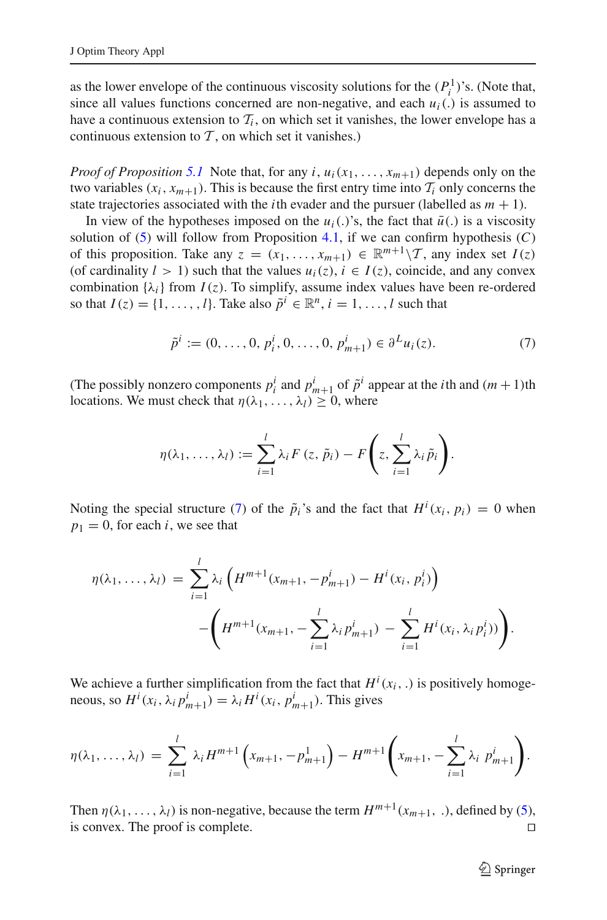as the lower envelope of the continuous viscosity solutions for the $(P_i^1)$'s. (Note that, since all values functions concerned are non-negative, and each $u_i(.)$ is assumed to have a continuous extension to $\mathcal{T}_i$, on which set it vanishes, the lower envelope has a continuous extension to $\mathcal{T}$, on which set it vanishes.)

*Proof of Proposition 5.1* Note that, for any $i$, $u_i(x_1, \ldots, x_{m+1})$ depends only on the two variables $(x_i, x_{m+1})$. This is because the first entry time into $\mathcal{T}_i$ only concerns the state trajectories associated with the $i$th evader and the pursuer (labelled as $m+1$).

In view of the hypotheses imposed on the $u_i(.)$'s, the fact that $\bar{u}(.)$ is a viscosity solution of (5) will follow from Proposition 4.1, if we can confirm hypothesis $(C)$ of this proposition. Take any $z = (x_1, \ldots, x_{m+1}) \in \mathbb{R}^{m+1} \backslash \mathcal{T}$, any index set $I(z)$ (of cardinality $l > 1$) such that the values $u_i(z)$, $i \in I(z)$, coincide, and any convex combination $\{\lambda_i\}$ from $I(z)$. To simplify, assume index values have been re-ordered so that $I(z) = \{1, \ldots, , l\}$. Take also $\tilde{p}^i \in \mathbb{R}^n$, $i = 1, \ldots, l$ such that

$$\tilde{p}^i := (0, \ldots, 0, p_i^i, 0, \ldots, 0, p_{m+1}^i) \in \partial^L u_i(z). \tag{7}$$

(The possibly nonzero components $p_i^i$ and $p_{m+1}^i$ of $\tilde{p}^i$ appear at the $i$th and $(m+1)$th locations. We must check that $\eta(\lambda_1, \ldots, \lambda_l) \geq 0$, where

$$\eta(\lambda_1, \ldots, \lambda_l) := \sum_{i=1}^{l} \lambda_i F(z, \tilde{p}_i) - F\left(z, \sum_{i=1}^{l} \lambda_i \tilde{p}_i\right).$$

Noting the special structure (7) of the $\tilde{p}_i$'s and the fact that $H^i(x_i, p_i) = 0$ when $p_1 = 0$, for each $i$, we see that

$$\eta(\lambda_1, \ldots, \lambda_l) = \sum_{i=1}^{l} \lambda_i \left(H^{m+1}(x_{m+1}, -p_{m+1}^i) - H^i(x_i, p_i^i)\right) \\ - \left(H^{m+1}(x_{m+1}, -\sum_{i=1}^{l} \lambda_i p_{m+1}^i) - \sum_{i=1}^{l} H^i(x_i, \lambda_i p_i^i)\right).$$

We achieve a further simplification from the fact that $H^i(x_i, .)$ is positively homogeneous, so $H^i(x_i, \lambda_i p_{m+1}^i) = \lambda_i H^i(x_i, p_{m+1}^i)$. This gives

$$\eta(\lambda_1, \ldots, \lambda_l) = \sum_{i=1}^{l} \lambda_i H^{m+1}\left(x_{m+1}, -p_{m+1}^1\right) - H^{m+1}\left(x_{m+1}, -\sum_{i=1}^{l} \lambda_i \; p_{m+1}^i\right).$$

Then $\eta(\lambda_1, \ldots, \lambda_l)$ is non-negative, because the term $H^{m+1}(x_{m+1}, .)$, defined by (5), is convex. The proof is complete. □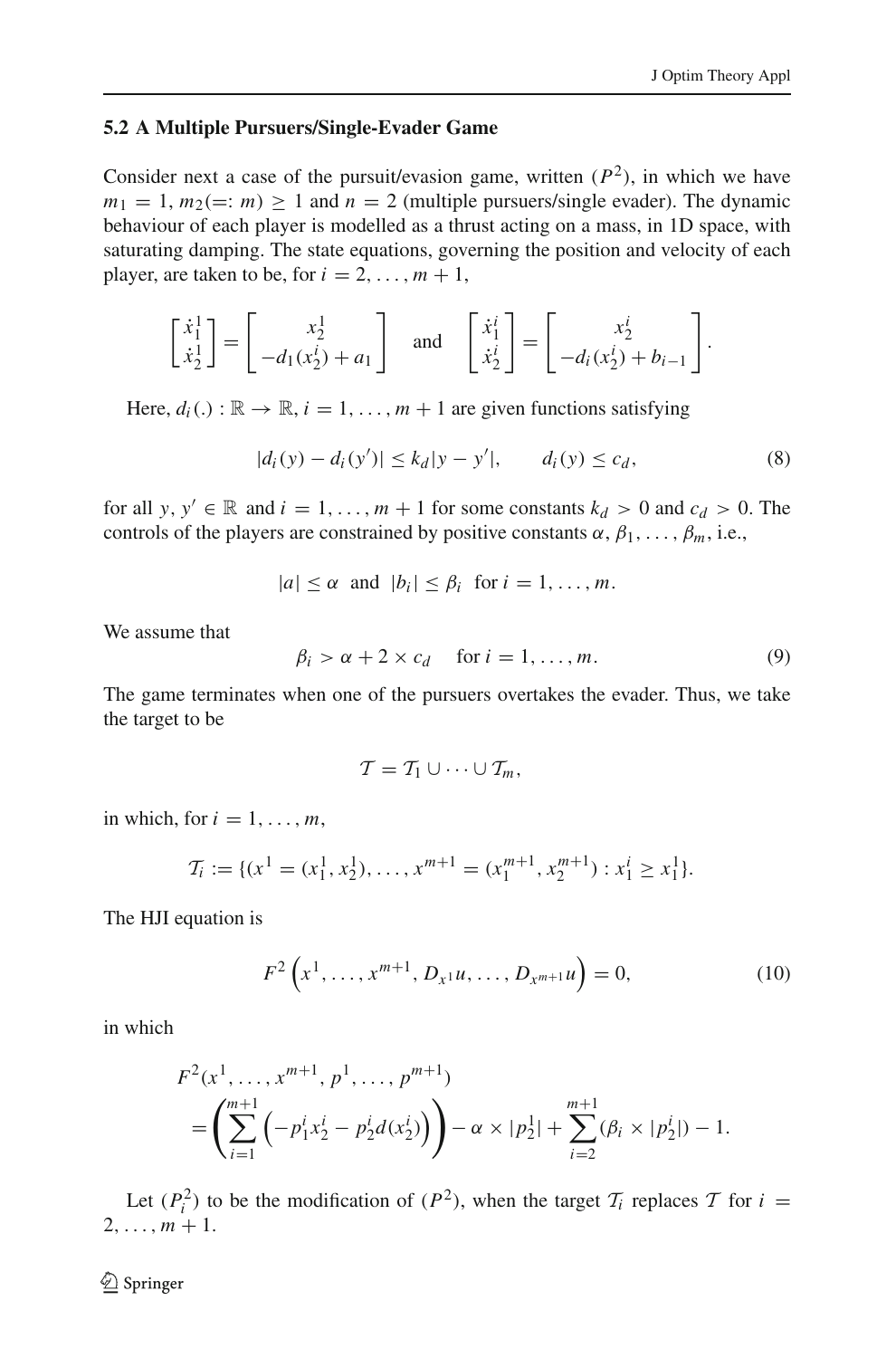### 5.2 A Multiple Pursuers/Single-Evader Game

Consider next a case of the pursuit/evasion game, written $(P^2)$, in which we have $m_1 = 1$, $m_2 (=: m) \geq 1$ and $n = 2$ (multiple pursuers/single evader). The dynamic behaviour of each player is modelled as a thrust acting on a mass, in 1D space, with saturating damping. The state equations, governing the position and velocity of each player, are taken to be, for $i = 2, \ldots, m+1$,

$$\begin{bmatrix} \dot{x}_1^1 \\ \dot{x}_2^1 \end{bmatrix} = \begin{bmatrix} x_2^1 \\ -d_1(x_2^i) + a_1 \end{bmatrix} \quad \text{and} \quad \begin{bmatrix} \dot{x}_1^i \\ \dot{x}_2^i \end{bmatrix} = \begin{bmatrix} x_2^i \\ -d_i(x_2^i) + b_{i-1} \end{bmatrix}.$$

Here, $d_i(.) : \mathbb{R} \to \mathbb{R}$, $i = 1, \ldots, m+1$ are given functions satisfying

$$|d_i(y) - d_i(y')| \leq k_d |y - y'|, \qquad d_i(y) \leq c_d, \tag{8}$$

for all $y, y' \in \mathbb{R}$ and $i = 1, \ldots, m+1$ for some constants $k_d > 0$ and $c_d > 0$. The controls of the players are constrained by positive constants $\alpha, \beta_1, \ldots, \beta_m$, i.e.,

$$|a| \leq \alpha \ \text{ and } \ |b_i| \leq \beta_i \ \text{ for } i = 1, \ldots, m.$$

We assume that

$$\beta_i > \alpha + 2 \times c_d \quad \text{ for } i = 1, \ldots, m. \tag{9}$$

The game terminates when one of the pursuers overtakes the evader. Thus, we take the target to be

$$\mathcal{T} = \mathcal{T}_1 \cup \cdots \cup \mathcal{T}_m,$$

in which, for $i = 1, \ldots, m$,

$$\mathcal{T}_i := \{(x^1 = (x_1^1, x_2^1), \ldots, x^{m+1} = (x_1^{m+1}, x_2^{m+1}) : x_1^i \geq x_1^1\}.$$

The HJI equation is

$$F^2\left(x^1, \ldots, x^{m+1}, D_{x^1}u, \ldots, D_{x^{m+1}}u\right) = 0, \tag{10}$$

in which

$$\begin{aligned} &F^2(x^1, \ldots, x^{m+1}, p^1, \ldots, p^{m+1}) \\ &\quad = \left( \sum_{i=1}^{m+1} \left( -p_1^i x_2^i - p_2^i d(x_2^i) \right) \right) - \alpha \times |p_2^1| + \sum_{i=2}^{m+1} (\beta_i \times |p_2^i|) - 1. \end{aligned}$$

Let $(P_i^2)$ to be the modification of $(P^2)$, when the target $\mathcal{T}_i$ replaces $\mathcal{T}$ for $i = 2, \ldots, m+1$.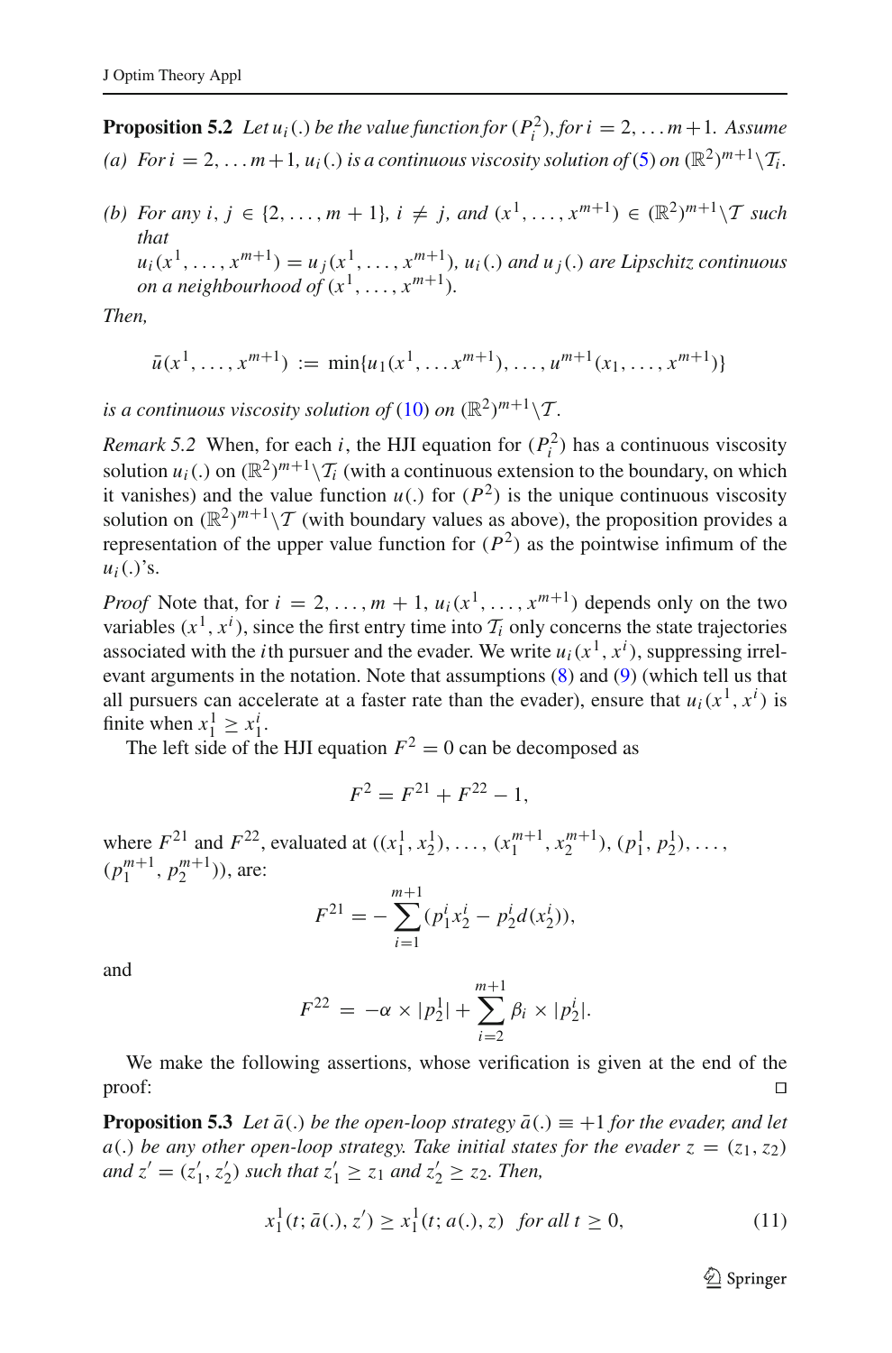**Proposition 5.2** *Let $u_i(.)$ be the value function for $(P_i^2)$, for $i = 2, \dots m+1$. Assume*

*(a) For $i = 2, \dots m+1$, $u_i(.)$ is a continuous viscosity solution of (5) on $(\mathbb{R}^2)^{m+1} \backslash \mathcal{T}_i$.*

*(b) For any $i, j \in \{2, \dots, m+1\}$, $i \neq j$, and $(x^1, \dots, x^{m+1}) \in (\mathbb{R}^2)^{m+1} \backslash \mathcal{T}$ such that $u_i(x^1, \dots, x^{m+1}) = u_j(x^1, \dots, x^{m+1})$, $u_i(.)$ and $u_j(.)$ are Lipschitz continuous on a neighbourhood of $(x^1, \dots, x^{m+1})$.*

*Then,*

$$\bar{u}(x^1, \dots, x^{m+1}) := \min\{u_1(x^1, \dots x^{m+1}), \dots, u^{m+1}(x_1, \dots, x^{m+1})\}$$

*is a continuous viscosity solution of (10) on $(\mathbb{R}^2)^{m+1} \backslash \mathcal{T}$.*

*Remark 5.2* When, for each $i$, the HJI equation for $(P_i^2)$ has a continuous viscosity solution $u_i(.)$ on $(\mathbb{R}^2)^{m+1} \backslash \mathcal{T}_i$ (with a continuous extension to the boundary, on which it vanishes) and the value function $u(.)$ for $(P^2)$ is the unique continuous viscosity solution on $(\mathbb{R}^2)^{m+1} \backslash \mathcal{T}$ (with boundary values as above), the proposition provides a representation of the upper value function for $(P^2)$ as the pointwise infimum of the $u_i(.)$'s.

*Proof* Note that, for $i = 2, \dots, m+1$, $u_i(x^1, \dots, x^{m+1})$ depends only on the two variables $(x^1, x^i)$, since the first entry time into $\mathcal{T}_i$ only concerns the state trajectories associated with the $i$th pursuer and the evader. We write $u_i(x^1, x^i)$, suppressing irrelevant arguments in the notation. Note that assumptions (8) and (9) (which tell us that all pursuers can accelerate at a faster rate than the evader), ensure that $u_i(x^1, x^i)$ is finite when $x_1^1 \geq x_1^i$.

The left side of the HJI equation $F^2 = 0$ can be decomposed as

$$F^2 = F^{21} + F^{22} - 1,$$

where $F^{21}$ and $F^{22}$, evaluated at $((x_1^1, x_2^1), \dots, (x_1^{m+1}, x_2^{m+1}), (p_1^1, p_2^1), \dots, (p_1^{m+1}, p_2^{m+1}))$, are:

$$F^{21} = -\sum_{i=1}^{m+1} (p_1^i x_2^i - p_2^i d(x_2^i)),$$

and

$$F^{22} = -\alpha \times |p_2^1| + \sum_{i=2}^{m+1} \beta_i \times |p_2^i|.$$

We make the following assertions, whose verification is given at the end of the proof: $\square$

**Proposition 5.3** *Let $\bar{a}(.)$ be the open-loop strategy $\bar{a}(.) \equiv +1$ for the evader, and let $a(.)$ be any other open-loop strategy. Take initial states for the evader $z = (z_1, z_2)$ and $z' = (z_1', z_2')$ such that $z_1' \geq z_1$ and $z_2' \geq z_2$. Then,*

$$x_1^1(t; \bar{a}(.), z') \geq x_1^1(t; a(.), z) \quad \text{for all } t \geq 0, \tag{11}$$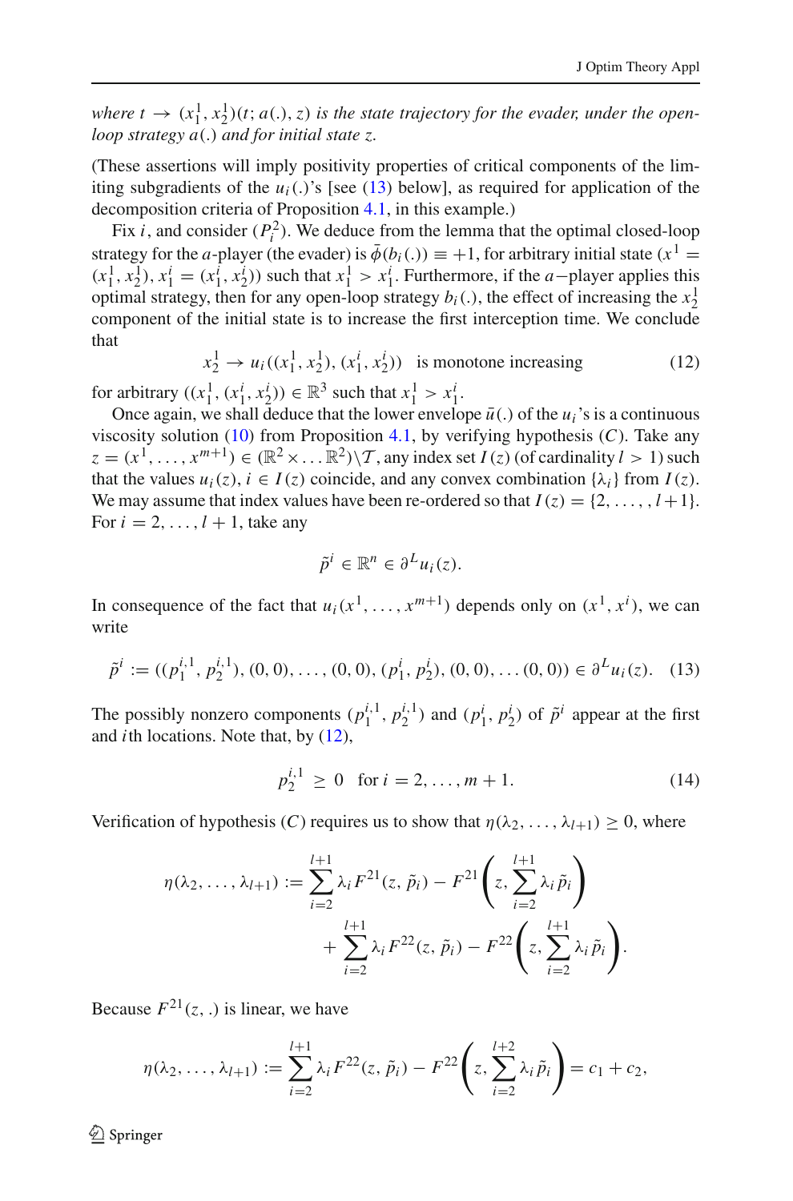*where $t \to (x_1^1, x_2^1)(t; a(.), z)$ is the state trajectory for the evader, under the open-loop strategy $a(.)$ and for initial state $z$.*

(These assertions will imply positivity properties of critical components of the limiting subgradients of the $u_i(.)$'s [see (13) below], as required for application of the decomposition criteria of Proposition 4.1, in this example.)

Fix $i$, and consider $(P_i^2)$. We deduce from the lemma that the optimal closed-loop strategy for the $a$-player (the evader) is $\bar{\phi}(b_i(.)) \equiv +1$, for arbitrary initial state $(x^1 = (x_1^1, x_2^1), x_1^i = (x_1^i, x_2^i))$ such that $x_1^1 > x_1^i$. Furthermore, if the $a-$player applies this optimal strategy, then for any open-loop strategy $b_i(.)$, the effect of increasing the $x_2^1$ component of the initial state is to increase the first interception time. We conclude that

$$x_2^1 \to u_i((x_1^1, x_2^1), (x_1^i, x_2^i)) \quad \text{is monotone increasing} \tag{12}$$

for arbitrary $((x_1^1, (x_1^i, x_2^i)) \in \mathbb{R}^3$ such that $x_1^1 > x_1^i$.

Once again, we shall deduce that the lower envelope $\bar{u}(.)$ of the $u_i$'s is a continuous viscosity solution (10) from Proposition 4.1, by verifying hypothesis $(C)$. Take any $z = (x^1, \ldots, x^{m+1}) \in (\mathbb{R}^2 \times \ldots \mathbb{R}^2) \backslash \mathcal{T}$, any index set $I(z)$ (of cardinality $l > 1$) such that the values $u_i(z)$, $i \in I(z)$ coincide, and any convex combination $\{\lambda_i\}$ from $I(z)$. We may assume that index values have been re-ordered so that $I(z) = \{2, \ldots, , l+1\}$. For $i = 2, \ldots, l+1$, take any

$$\tilde{p}^i \in \mathbb{R}^n \in \partial^L u_i(z).$$

In consequence of the fact that $u_i(x^1, \ldots, x^{m+1})$ depends only on $(x^1, x^i)$, we can write

$$\tilde{p}^i := ((p_1^{i,1}, p_2^{i,1}), (0,0), \ldots, (0,0), (p_1^i, p_2^i), (0,0), \ldots (0,0)) \in \partial^L u_i(z). \tag{13}$$

The possibly nonzero components $(p_1^{i,1}, p_2^{i,1})$ and $(p_1^i, p_2^i)$ of $\tilde{p}^i$ appear at the first and $i$th locations. Note that, by (12),

$$p_2^{i,1} \geq 0 \quad \text{for } i = 2, \ldots, m+1. \tag{14}$$

Verification of hypothesis $(C)$ requires us to show that $\eta(\lambda_2, \ldots, \lambda_{l+1}) \geq 0$, where

$$\eta(\lambda_2, \ldots, \lambda_{l+1}) := \sum_{i=2}^{l+1} \lambda_i F^{21}(z, \tilde{p}_i) - F^{21}\left(z, \sum_{i=2}^{l+1} \lambda_i \tilde{p}_i\right) + \sum_{i=2}^{l+1} \lambda_i F^{22}(z, \tilde{p}_i) - F^{22}\left(z, \sum_{i=2}^{l+1} \lambda_i \tilde{p}_i\right).$$

Because $F^{21}(z, .)$ is linear, we have

$$\eta(\lambda_2, \ldots, \lambda_{l+1}) := \sum_{i=2}^{l+1} \lambda_i F^{22}(z, \tilde{p}_i) - F^{22}\left(z, \sum_{i=2}^{l+2} \lambda_i \tilde{p}_i\right) = c_1 + c_2,$$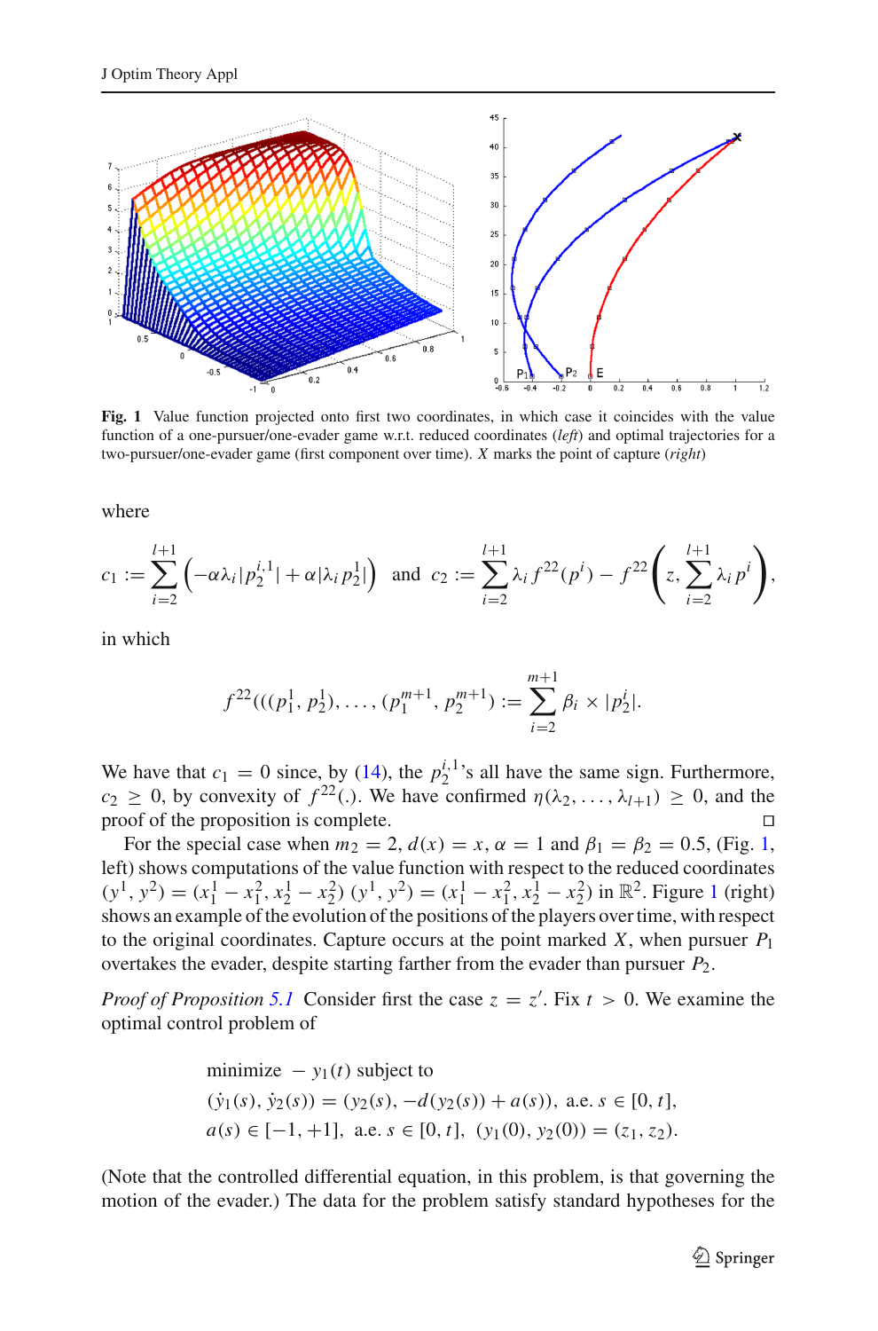**Fig. 1** Value function projected onto first two coordinates, in which case it coincides with the value function of a one-pursuer/one-evader game w.r.t. reduced coordinates (*left*) and optimal trajectories for a two-pursuer/one-evader game (first component over time). $X$ marks the point of capture (*right*)

where

$$c_1 := \sum_{i=2}^{l+1} \left(-\alpha\lambda_i |p_2^{i,1}| + \alpha|\lambda_i p_2^1|\right) \quad \text{and} \quad c_2 := \sum_{i=2}^{l+1} \lambda_i f^{22}(p^i) - f^{22}\left(z, \sum_{i=2}^{l+1} \lambda_i p^i\right),$$

in which

$$f^{22}(((p_1^1, p_2^1), \ldots, (p_1^{m+1}, p_2^{m+1})) := \sum_{i=2}^{m+1} \beta_i \times |p_2^i|.$$

We have that $c_1 = 0$ since, by (14), the $p_2^{i,1}$'s all have the same sign. Furthermore, $c_2 \geq 0$, by convexity of $f^{22}(.)$. We have confirmed $\eta(\lambda_2, \ldots, \lambda_{l+1}) \geq 0$, and the proof of the proposition is complete. □

For the special case when $m_2 = 2$, $d(x) = x$, $\alpha = 1$ and $\beta_1 = \beta_2 = 0.5$, (Fig. 1, left) shows computations of the value function with respect to the reduced coordinates $(y^1, y^2) = (x_1^1 - x_1^2, x_2^1 - x_2^2)$ $(y^1, y^2) = (x_1^1 - x_1^2, x_2^1 - x_2^2)$ in $\mathbb{R}^2$. Figure 1 (right) shows an example of the evolution of the positions of the players over time, with respect to the original coordinates. Capture occurs at the point marked $X$, when pursuer $P_1$ overtakes the evader, despite starting farther from the evader than pursuer $P_2$.

*Proof of Proposition 5.1* Consider first the case $z = z'$. Fix $t > 0$. We examine the optimal control problem of

$$\begin{aligned}
&\text{minimize } - y_1(t) \text{ subject to} \\
&(\dot{y}_1(s), \dot{y}_2(s)) = (y_2(s), -d(y_2(s)) + a(s)), \text{ a.e. } s \in [0, t], \\
&a(s) \in [-1, +1], \text{ a.e. } s \in [0, t], \ (y_1(0), y_2(0)) = (z_1, z_2).
\end{aligned}$$

(Note that the controlled differential equation, in this problem, is that governing the motion of the evader.) The data for the problem satisfy standard hypotheses for the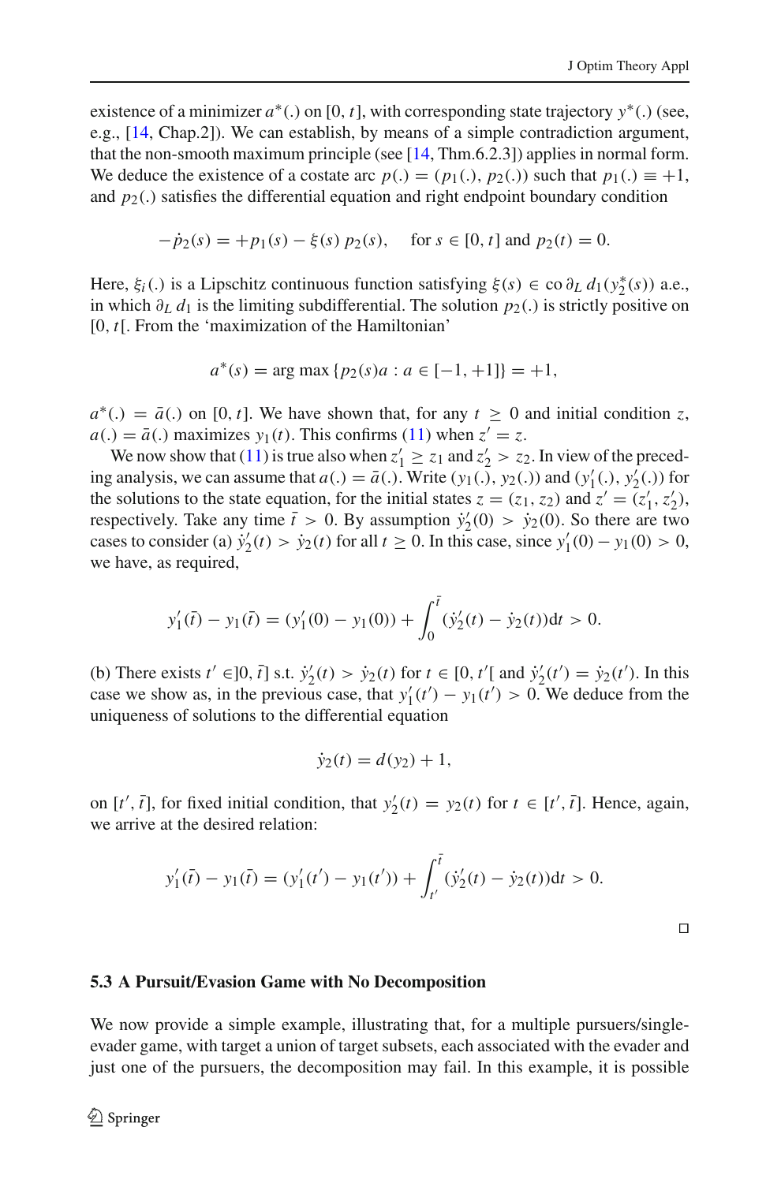existence of a minimizer $a^*(.)$ on $[0, t]$, with corresponding state trajectory $y^*(.)$ (see, e.g., [14, Chap.2]). We can establish, by means of a simple contradiction argument, that the non-smooth maximum principle (see [14, Thm.6.2.3]) applies in normal form. We deduce the existence of a costate arc $p(.) = (p_1(.), p_2(.))$ such that $p_1(.) \equiv +1$, and $p_2(.)$ satisfies the differential equation and right endpoint boundary condition

$$-\dot{p}_2(s) = +p_1(s) - \xi(s)\, p_2(s), \quad \text{for } s \in [0, t] \text{ and } p_2(t) = 0.$$

Here, $\xi_i(.)$ is a Lipschitz continuous function satisfying $\xi(s) \in \text{co}\, \partial_L\, d_1(y_2^*(s))$ a.e., in which $\partial_L\, d_1$ is the limiting subdifferential. The solution $p_2(.)$ is strictly positive on $[0, t[$. From the 'maximization of the Hamiltonian'

$$a^*(s) = \arg\max \{p_2(s) a : a \in [-1, +1]\} = +1,$$

$a^*(.) = \bar{a}(.)$ on $[0, t]$. We have shown that, for any $t \geq 0$ and initial condition $z$, $a(.) = \bar{a}(.)$ maximizes $y_1(t)$. This confirms (11) when $z' = z$.

We now show that (11) is true also when $z_1' \geq z_1$ and $z_2' > z_2$. In view of the preceding analysis, we can assume that $a(.) = \bar{a}(.)$. Write $(y_1(.), y_2(.))$ and $(y_1'(.), y_2'(.))$ for the solutions to the state equation, for the initial states $z = (z_1, z_2)$ and $z' = (z_1', z_2')$, respectively. Take any time $\bar{t} > 0$. By assumption $\dot{y}_2'(0) > \dot{y}_2(0)$. So there are two cases to consider (a) $\dot{y}_2'(t) > \dot{y}_2(t)$ for all $t \geq 0$. In this case, since $y_1'(0) - y_1(0) > 0$, we have, as required,

$$y_1'(\bar{t}) - y_1(\bar{t}) = (y_1'(0) - y_1(0)) + \int_0^{\bar{t}} (\dot{y}_2'(t) - \dot{y}_2(t))\mathrm{d}t > 0.$$

(b) There exists $t' \in ]0, \bar{t}]$ s.t. $\dot{y}_2'(t) > \dot{y}_2(t)$ for $t \in [0, t'[$ and $\dot{y}_2'(t') = \dot{y}_2(t')$. In this case we show as, in the previous case, that $y_1'(t') - y_1(t') > 0$. We deduce from the uniqueness of solutions to the differential equation

$$\dot{y}_2(t) = d(y_2) + 1,$$

on $[t', \bar{t}]$, for fixed initial condition, that $y_2'(t) = y_2(t)$ for $t \in [t', \bar{t}]$. Hence, again, we arrive at the desired relation:

$$y_1'(\bar{t}) - y_1(\bar{t}) = (y_1'(t') - y_1(t')) + \int_{t'}^{\bar{t}} (\dot{y}_2'(t) - \dot{y}_2(t))\mathrm{d}t > 0.$$

□

### 5.3 A Pursuit/Evasion Game with No Decomposition

We now provide a simple example, illustrating that, for a multiple pursuers/single-evader game, with target a union of target subsets, each associated with the evader and just one of the pursuers, the decomposition may fail. In this example, it is possible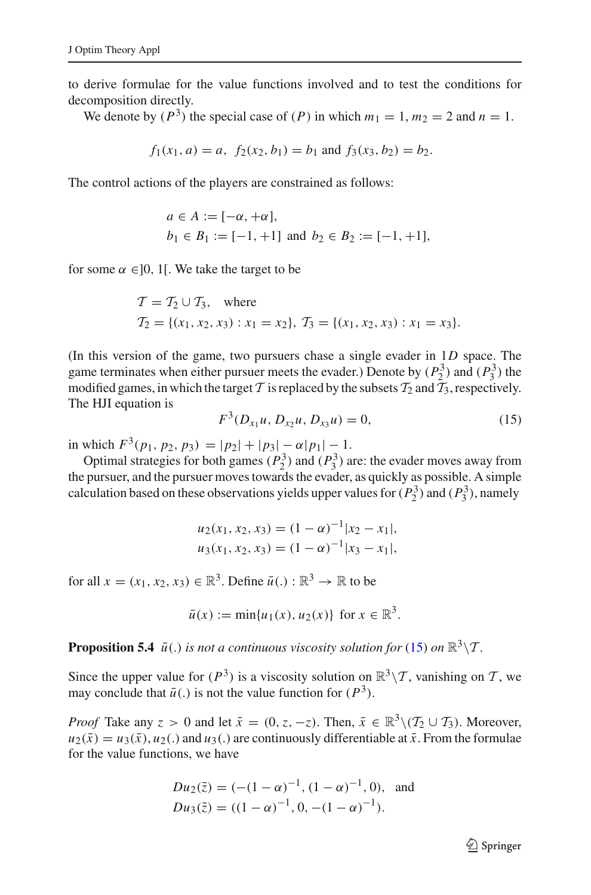to derive formulae for the value functions involved and to test the conditions for decomposition directly.

We denote by $(P^3)$ the special case of $(P)$ in which $m_1 = 1$, $m_2 = 2$ and $n = 1$.

$$f_1(x_1, a) = a, \;\; f_2(x_2, b_1) = b_1 \text{ and } f_3(x_3, b_2) = b_2.$$

The control actions of the players are constrained as follows:

$$\begin{aligned} &a \in A := [-\alpha, +\alpha], \\ &b_1 \in B_1 := [-1, +1] \text{ and } b_2 \in B_2 := [-1, +1], \end{aligned}$$

for some $\alpha \in ]0, 1[$. We take the target to be

$$\begin{aligned} &\mathcal{T} = \mathcal{T}_2 \cup \mathcal{T}_3, \quad \text{where} \\ &\mathcal{T}_2 = \{(x_1, x_2, x_3) : x_1 = x_2\}, \; \mathcal{T}_3 = \{(x_1, x_2, x_3) : x_1 = x_3\}. \end{aligned}$$

(In this version of the game, two pursuers chase a single evader in $1D$ space. The game terminates when either pursuer meets the evader.) Denote by $(P_2^3)$ and $(P_3^3)$ the modified games, in which the target $\mathcal{T}$ is replaced by the subsets $\mathcal{T}_2$ and $\mathcal{T}_3$, respectively. The HJI equation is

$$F^3(D_{x_1}u, D_{x_2}u, D_{x_3}u) = 0, \tag{15}$$

in which $F^3(p_1, p_2, p_3) = |p_2| + |p_3| - \alpha|p_1| - 1$.

Optimal strategies for both games $(P_2^3)$ and $(P_3^3)$ are: the evader moves away from the pursuer, and the pursuer moves towards the evader, as quickly as possible. A simple calculation based on these observations yields upper values for $(P_2^3)$ and $(P_3^3)$, namely

$$\begin{aligned} u_2(x_1, x_2, x_3) &= (1 - \alpha)^{-1}|x_2 - x_1|, \\ u_3(x_1, x_2, x_3) &= (1 - \alpha)^{-1}|x_3 - x_1|, \end{aligned}$$

for all $x = (x_1, x_2, x_3) \in \mathbb{R}^3$. Define $\bar{u}(.) : \mathbb{R}^3 \to \mathbb{R}$ to be

$$\bar{u}(x) := \min\{u_1(x), u_2(x)\} \text{ for } x \in \mathbb{R}^3.$$

**Proposition 5.4** *$\bar{u}(.)$ is not a continuous viscosity solution for (15) on $\mathbb{R}^3 \backslash \mathcal{T}$.*

Since the upper value for $(P^3)$ is a viscosity solution on $\mathbb{R}^3 \backslash \mathcal{T}$, vanishing on $\mathcal{T}$, we may conclude that $\bar{u}(.)$ is not the value function for $(P^3)$.

*Proof* Take any $z > 0$ and let $\bar{x} = (0, z, -z)$. Then, $\bar{x} \in \mathbb{R}^3 \backslash (\mathcal{T}_2 \cup \mathcal{T}_3)$. Moreover, $u_2(\bar{x}) = u_3(\bar{x})$, $u_2(.)$ and $u_3(.)$ are continuously differentiable at $\bar{x}$. From the formulae for the value functions, we have

$$\begin{aligned} Du_2(\bar{z}) &= (-(1 - \alpha)^{-1}, (1 - \alpha)^{-1}, 0), \quad \text{and} \\ Du_3(\bar{z}) &= ((1 - \alpha)^{-1}, 0, -(1 - \alpha)^{-1}). \end{aligned}$$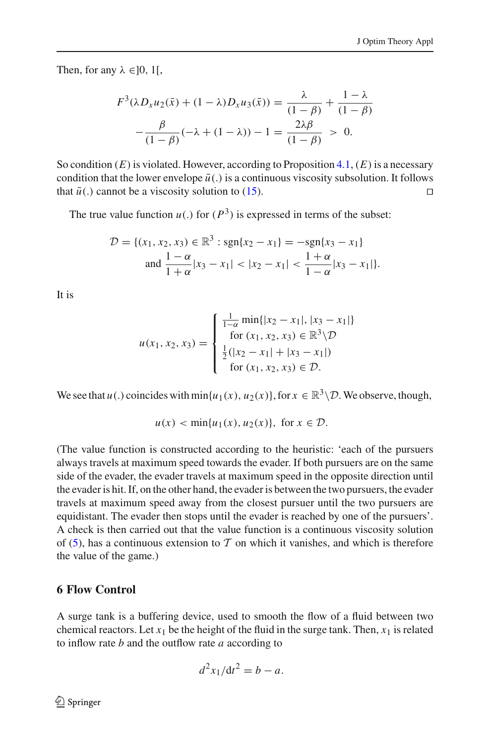Then, for any $\lambda \in ]0, 1[$,

$$F^3(\lambda D_x u_2(\bar{x}) + (1-\lambda) D_x u_3(\bar{x})) = \frac{\lambda}{(1-\beta)} + \frac{1-\lambda}{(1-\beta)}$$
$$-\frac{\beta}{(1-\beta)}(-\lambda + (1-\lambda)) - 1 = \frac{2\lambda\beta}{(1-\beta)} > 0.$$

So condition $(E)$ is violated. However, according to Proposition 4.1, $(E)$ is a necessary condition that the lower envelope $\bar{u}(.)$ is a continuous viscosity subsolution. It follows that $\bar{u}(.)$ cannot be a viscosity solution to (15). □

The true value function $u(.)$ for $(P^3)$ is expressed in terms of the subset:

$$\mathcal{D} = \{(x_1, x_2, x_3) \in \mathbb{R}^3 : \text{sgn}\{x_2 - x_1\} = -\text{sgn}\{x_3 - x_1\}$$
$$\text{and } \frac{1-\alpha}{1+\alpha}|x_3 - x_1| < |x_2 - x_1| < \frac{1+\alpha}{1-\alpha}|x_3 - x_1|\}.$$

It is

$$u(x_1, x_2, x_3) = \begin{cases} \frac{1}{1-\alpha}\min\{|x_2 - x_1|, |x_3 - x_1|\} \\ \quad \text{for } (x_1, x_2, x_3) \in \mathbb{R}^3 \backslash \mathcal{D} \\ \frac{1}{2}(|x_2 - x_1| + |x_3 - x_1|) \\ \quad \text{for } (x_1, x_2, x_3) \in \mathcal{D}. \end{cases}$$

We see that $u(.)$ coincides with $\min\{u_1(x), u_2(x)\}$, for $x \in \mathbb{R}^3 \backslash \mathcal{D}$. We observe, though,

$$u(x) < \min\{u_1(x), u_2(x)\}, \text{ for } x \in \mathcal{D}.$$

(The value function is constructed according to the heuristic: 'each of the pursuers always travels at maximum speed towards the evader. If both pursuers are on the same side of the evader, the evader travels at maximum speed in the opposite direction until the evader is hit. If, on the other hand, the evader is between the two pursuers, the evader travels at maximum speed away from the closest pursuer until the two pursuers are equidistant. The evader then stops until the evader is reached by one of the pursuers'. A check is then carried out that the value function is a continuous viscosity solution of (5), has a continuous extension to $\mathcal{T}$ on which it vanishes, and which is therefore the value of the game.)

## 6 Flow Control

A surge tank is a buffering device, used to smooth the flow of a fluid between two chemical reactors. Let $x_1$ be the height of the fluid in the surge tank. Then, $x_1$ is related to inflow rate $b$ and the outflow rate $a$ according to

$$d^2 x_1/\mathrm{d}t^2 = b - a.$$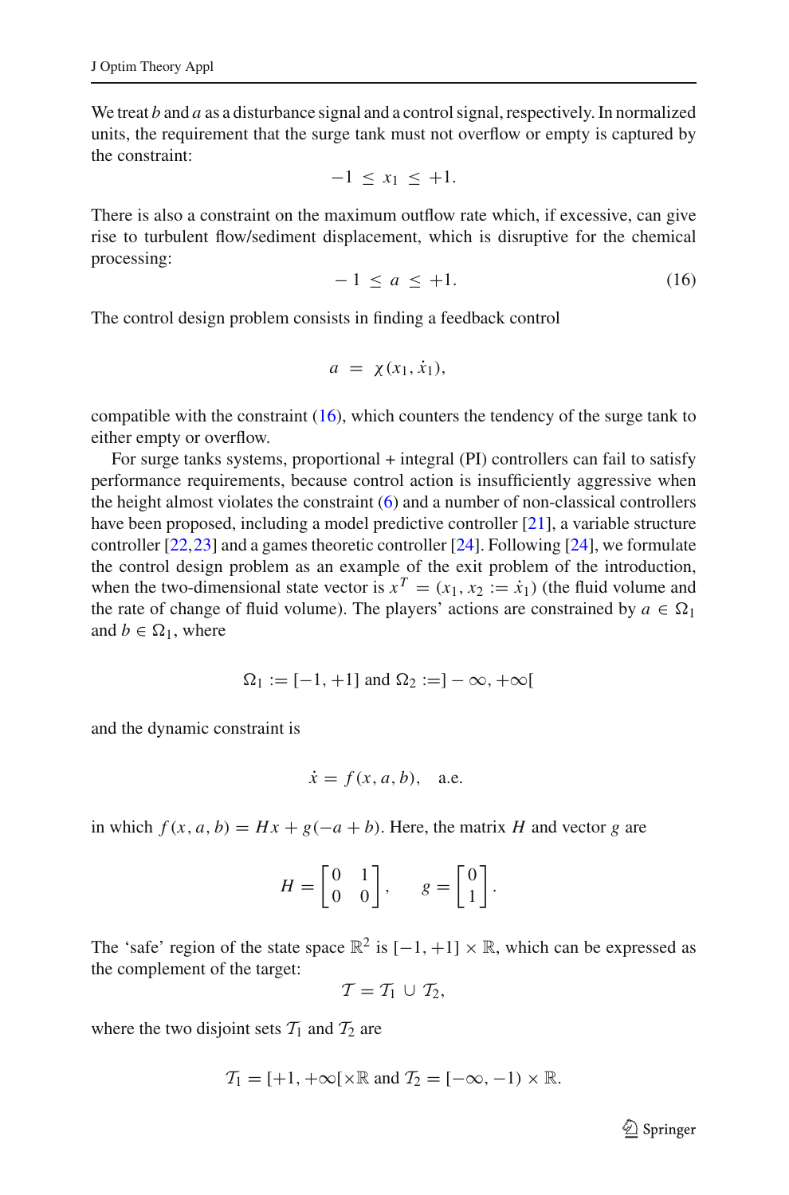We treat $b$ and $a$ as a disturbance signal and a control signal, respectively. In normalized units, the requirement that the surge tank must not overflow or empty is captured by the constraint:

$$-1 \le x_1 \le +1.$$

There is also a constraint on the maximum outflow rate which, if excessive, can give rise to turbulent flow/sediment displacement, which is disruptive for the chemical processing:

$$-1 \le a \le +1. \tag{16}$$

The control design problem consists in finding a feedback control

$$a = \chi(x_1, \dot{x}_1),$$

compatible with the constraint (16), which counters the tendency of the surge tank to either empty or overflow.

For surge tanks systems, proportional + integral (PI) controllers can fail to satisfy performance requirements, because control action is insufficiently aggressive when the height almost violates the constraint (6) and a number of non-classical controllers have been proposed, including a model predictive controller [21], a variable structure controller [22,23] and a games theoretic controller [24]. Following [24], we formulate the control design problem as an example of the exit problem of the introduction, when the two-dimensional state vector is $x^T = (x_1, x_2 := \dot{x}_1)$ (the fluid volume and the rate of change of fluid volume). The players' actions are constrained by $a \in \Omega_1$ and $b \in \Omega_1$, where

$$\Omega_1 := [-1, +1] \text{ and } \Omega_2 := ]-\infty, +\infty[$$

and the dynamic constraint is

$$\dot{x} = f(x, a, b), \quad \text{a.e.}$$

in which $f(x, a, b) = Hx + g(-a + b)$. Here, the matrix $H$ and vector $g$ are

$$H = \begin{bmatrix} 0 & 1 \\ 0 & 0 \end{bmatrix}, \qquad g = \begin{bmatrix} 0 \\ 1 \end{bmatrix}.$$

The 'safe' region of the state space $\mathbb{R}^2$ is $[-1, +1] \times \mathbb{R}$, which can be expressed as the complement of the target:

$$\mathcal{T} = \mathcal{T}_1 \cup \mathcal{T}_2,$$

where the two disjoint sets $\mathcal{T}_1$ and $\mathcal{T}_2$ are

$$\mathcal{T}_1 = [+1, +\infty[ \times \mathbb{R} \text{ and } \mathcal{T}_2 = [-\infty, -1) \times \mathbb{R}.$$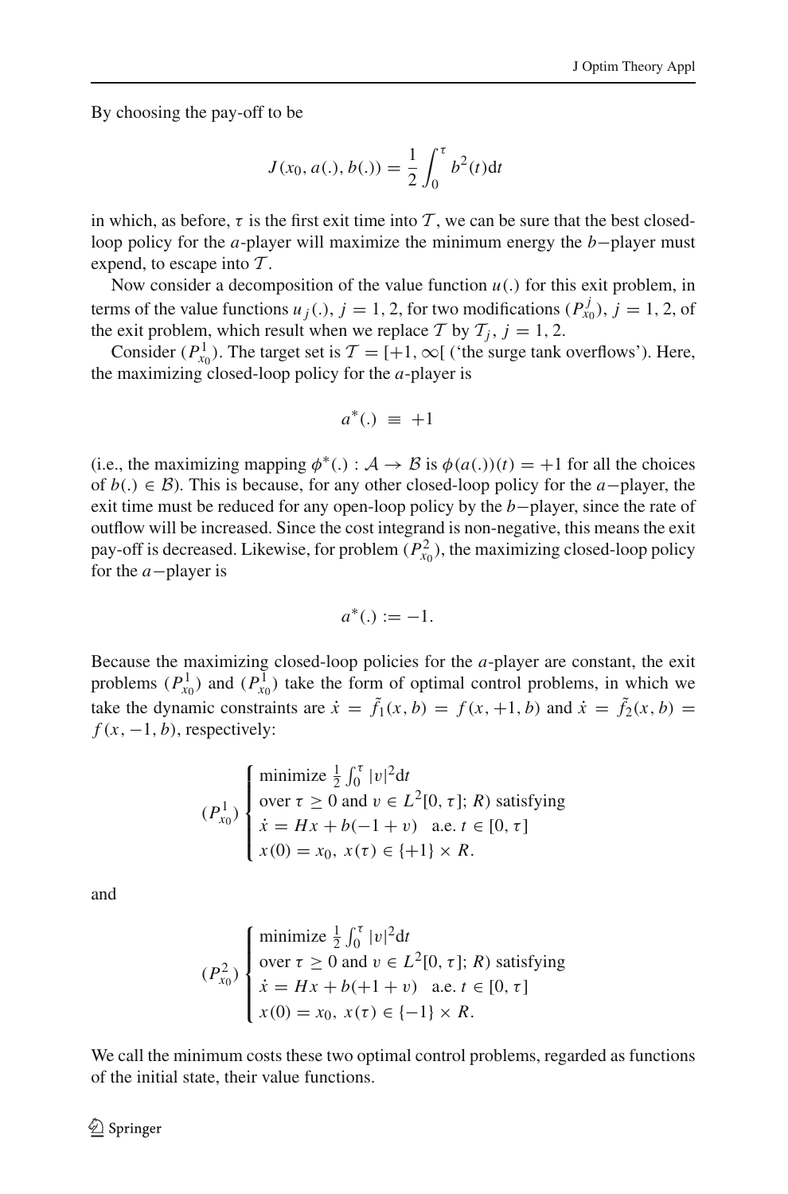By choosing the pay-off to be

$$J(x_0, a(.), b(.)) = \frac{1}{2}\int_0^\tau b^2(t)\mathrm{d}t$$

in which, as before, $\tau$ is the first exit time into $\mathcal{T}$, we can be sure that the best closed-loop policy for the $a$-player will maximize the minimum energy the $b-$player must expend, to escape into $\mathcal{T}$.

Now consider a decomposition of the value function $u(.)$ for this exit problem, in terms of the value functions $u_j(.)$, $j = 1, 2$, for two modifications $(P^j_{x_0})$, $j = 1, 2$, of the exit problem, which result when we replace $\mathcal{T}$ by $\mathcal{T}_j$, $j = 1, 2$.

Consider $(P^1_{x_0})$. The target set is $\mathcal{T} = [+1, \infty[$ ('the surge tank overflows'). Here, the maximizing closed-loop policy for the $a$-player is

$$a^*(.) \equiv +1$$

(i.e., the maximizing mapping $\phi^*(.) : \mathcal{A} \to \mathcal{B}$ is $\phi(a(.))(t) = +1$ for all the choices of $b(.) \in \mathcal{B}$). This is because, for any other closed-loop policy for the $a-$player, the exit time must be reduced for any open-loop policy by the $b-$player, since the rate of outflow will be increased. Since the cost integrand is non-negative, this means the exit pay-off is decreased. Likewise, for problem $(P^2_{x_0})$, the maximizing closed-loop policy for the $a-$player is

$$a^*(.) := -1.$$

Because the maximizing closed-loop policies for the $a$-player are constant, the exit problems $(P^1_{x_0})$ and $(P^1_{x_0})$ take the form of optimal control problems, in which we take the dynamic constraints are $\dot{x} = \tilde{f}_1(x, b) = f(x, +1, b)$ and $\dot{x} = \tilde{f}_2(x, b) = f(x, -1, b)$, respectively:

$$(P^1_{x_0})\begin{cases} \text{minimize } \frac{1}{2}\int_0^\tau |v|^2\mathrm{d}t \\ \text{over } \tau \geq 0 \text{ and } v \in L^2[0, \tau]; R) \text{ satisfying} \\ \dot{x} = Hx + b(-1 + v) \quad \text{a.e. } t \in [0, \tau] \\ x(0) = x_0,\ x(\tau) \in \{+1\} \times R. \end{cases}$$

and

$$(P^2_{x_0})\begin{cases} \text{minimize } \frac{1}{2}\int_0^\tau |v|^2\mathrm{d}t \\ \text{over } \tau \geq 0 \text{ and } v \in L^2[0, \tau]; R) \text{ satisfying} \\ \dot{x} = Hx + b(+1 + v) \quad \text{a.e. } t \in [0, \tau] \\ x(0) = x_0,\ x(\tau) \in \{-1\} \times R. \end{cases}$$

We call the minimum costs these two optimal control problems, regarded as functions of the initial state, their value functions.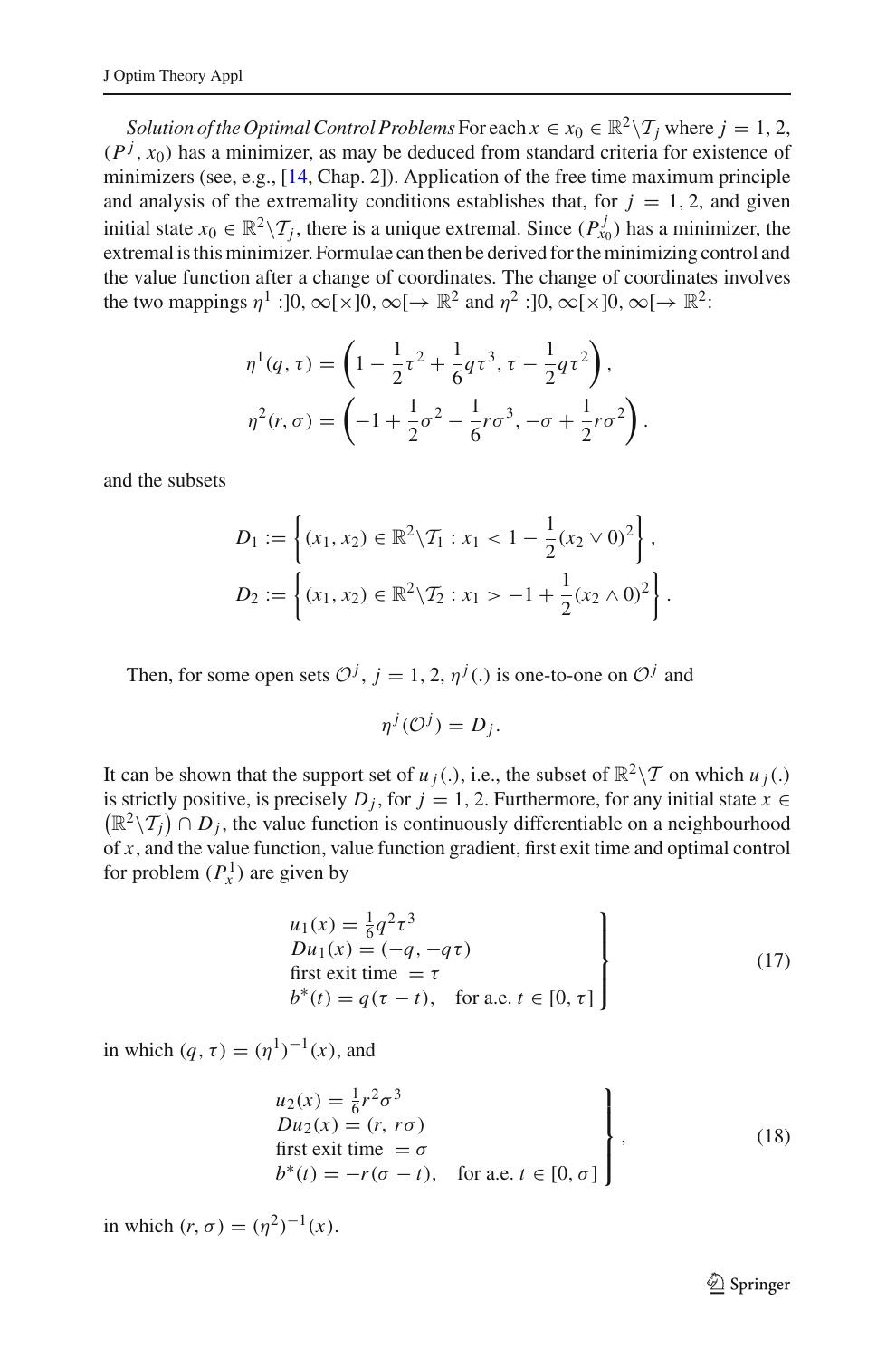*Solution of the Optimal Control Problems* For each $x \in x_0 \in \mathbb{R}^2 \backslash \mathcal{T}_j$ where $j = 1, 2$, $(P^j, x_0)$ has a minimizer, as may be deduced from standard criteria for existence of minimizers (see, e.g., [14, Chap. 2]). Application of the free time maximum principle and analysis of the extremality conditions establishes that, for $j = 1, 2$, and given initial state $x_0 \in \mathbb{R}^2 \backslash \mathcal{T}_j$, there is a unique extremal. Since $(P^j_{x_0})$ has a minimizer, the extremal is this minimizer. Formulae can then be derived for the minimizing control and the value function after a change of coordinates. The change of coordinates involves the two mappings $\eta^1 : ]0, \infty[ \times ]0, \infty[ \to \mathbb{R}^2$ and $\eta^2 : ]0, \infty[ \times ]0, \infty[ \to \mathbb{R}^2$:

$$
\eta^1(q, \tau) = \left(1 - \frac{1}{2}\tau^2 + \frac{1}{6}q\tau^3, \tau - \frac{1}{2}q\tau^2\right),
$$

$$
\eta^2(r, \sigma) = \left(-1 + \frac{1}{2}\sigma^2 - \frac{1}{6}r\sigma^3, -\sigma + \frac{1}{2}r\sigma^2\right).
$$

and the subsets

$$
D_1 := \left\{(x_1, x_2) \in \mathbb{R}^2 \backslash \mathcal{T}_1 : x_1 < 1 - \frac{1}{2}(x_2 \vee 0)^2\right\},
$$

$$
D_2 := \left\{(x_1, x_2) \in \mathbb{R}^2 \backslash \mathcal{T}_2 : x_1 > -1 + \frac{1}{2}(x_2 \wedge 0)^2\right\}.
$$

Then, for some open sets $\mathcal{O}^j$, $j = 1, 2$, $\eta^j(.)$ is one-to-one on $\mathcal{O}^j$ and

$$
\eta^j(\mathcal{O}^j) = D_j.
$$

It can be shown that the support set of $u_j(.)$, i.e., the subset of $\mathbb{R}^2 \backslash \mathcal{T}$ on which $u_j(.)$ is strictly positive, is precisely $D_j$, for $j = 1, 2$. Furthermore, for any initial state $x \in \left(\mathbb{R}^2 \backslash \mathcal{T}_j\right) \cap D_j$, the value function is continuously differentiable on a neighbourhood of $x$, and the value function, value function gradient, first exit time and optimal control for problem $(P^1_x)$ are given by

$$
\left.
\begin{array}{l}
u_1(x) = \frac{1}{6}q^2\tau^3 \\
Du_1(x) = (-q, -q\tau) \\
\text{first exit time } = \tau \\
b^*(t) = q(\tau - t), \quad \text{for a.e. } t \in [0, \tau]
\end{array}
\right\}
\tag{17}
$$

in which $(q, \tau) = (\eta^1)^{-1}(x)$, and

$$
\left.
\begin{array}{l}
u_2(x) = \frac{1}{6}r^2\sigma^3 \\
Du_2(x) = (r, r\sigma) \\
\text{first exit time } = \sigma \\
b^*(t) = -r(\sigma - t), \quad \text{for a.e. } t \in [0, \sigma]
\end{array}
\right\},
\tag{18}
$$

in which $(r, \sigma) = (\eta^2)^{-1}(x)$.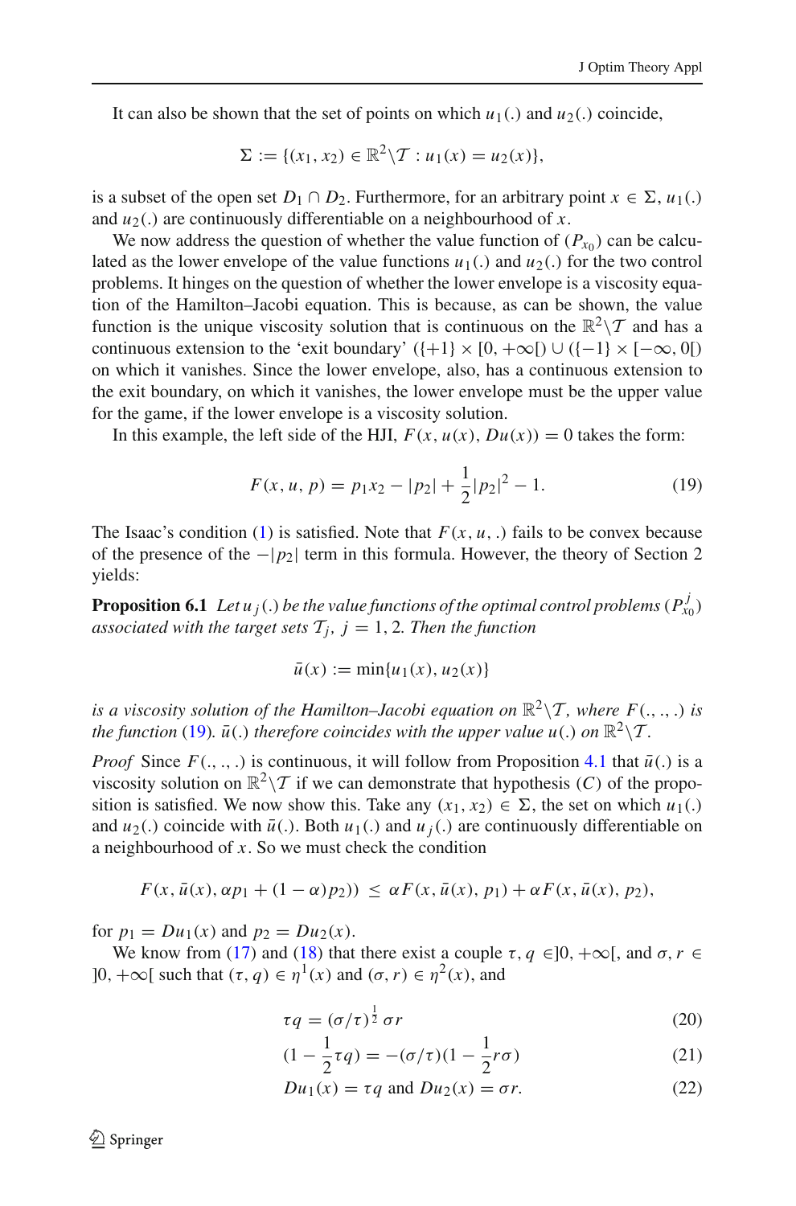It can also be shown that the set of points on which $u_1(.)$ and $u_2(.)$ coincide,

$$\Sigma := \{(x_1, x_2) \in \mathbb{R}^2 \backslash \mathcal{T} : u_1(x) = u_2(x)\},$$

is a subset of the open set $D_1 \cap D_2$. Furthermore, for an arbitrary point $x \in \Sigma$, $u_1(.)$ and $u_2(.)$ are continuously differentiable on a neighbourhood of $x$.

We now address the question of whether the value function of $(P_{x_0})$ can be calculated as the lower envelope of the value functions $u_1(.)$ and $u_2(.)$ for the two control problems. It hinges on the question of whether the lower envelope is a viscosity equation of the Hamilton–Jacobi equation. This is because, as can be shown, the value function is the unique viscosity solution that is continuous on the $\mathbb{R}^2 \backslash \mathcal{T}$ and has a continuous extension to the 'exit boundary' $(\{+1\} \times [0, +\infty[) \cup (\{-1\} \times [-\infty, 0[)$ on which it vanishes. Since the lower envelope, also, has a continuous extension to the exit boundary, on which it vanishes, the lower envelope must be the upper value for the game, if the lower envelope is a viscosity solution.

In this example, the left side of the HJI, $F(x, u(x), Du(x)) = 0$ takes the form:

$$F(x, u, p) = p_1 x_2 - |p_2| + \frac{1}{2}|p_2|^2 - 1. \tag{19}$$

The Isaac's condition (1) is satisfied. Note that $F(x, u, .)$ fails to be convex because of the presence of the $-|p_2|$ term in this formula. However, the theory of Section 2 yields:

**Proposition 6.1** *Let $u_j(.)$ be the value functions of the optimal control problems $(P^j_{x_0})$ associated with the target sets $\mathcal{T}_j$, $j = 1, 2$. Then the function*

$$\bar{u}(x) := \min\{u_1(x), u_2(x)\}$$

*is a viscosity solution of the Hamilton–Jacobi equation on $\mathbb{R}^2 \backslash \mathcal{T}$, where $F(.,.,.)$ is the function (19). $\bar{u}(.)$ therefore coincides with the upper value $u(.)$ on $\mathbb{R}^2 \backslash \mathcal{T}$.*

*Proof* Since $F(.,.,.)$ is continuous, it will follow from Proposition 4.1 that $\bar{u}(.)$ is a viscosity solution on $\mathbb{R}^2 \backslash \mathcal{T}$ if we can demonstrate that hypothesis $(C)$ of the proposition is satisfied. We now show this. Take any $(x_1, x_2) \in \Sigma$, the set on which $u_1(.)$ and $u_2(.)$ coincide with $\bar{u}(.)$. Both $u_1(.)$ and $u_j(.)$ are continuously differentiable on a neighbourhood of $x$. So we must check the condition

$$F(x, \bar{u}(x), \alpha p_1 + (1-\alpha) p_2)) \le \alpha F(x, \bar{u}(x), p_1) + \alpha F(x, \bar{u}(x), p_2),$$

for $p_1 = Du_1(x)$ and $p_2 = Du_2(x)$.

We know from (17) and (18) that there exist a couple $\tau, q \in ]0, +\infty[$, and $\sigma, r \in ]0, +\infty[$ such that $(\tau, q) \in \eta^1(x)$ and $(\sigma, r) \in \eta^2(x)$, and

$$\tau q = (\sigma/\tau)^{\frac{1}{2}} \sigma r \tag{20}$$

$$(1 - \frac{1}{2}\tau q) = -(\sigma/\tau)(1 - \frac{1}{2} r \sigma) \tag{21}$$

$$Du_1(x) = \tau q \text{ and } Du_2(x) = \sigma r. \tag{22}$$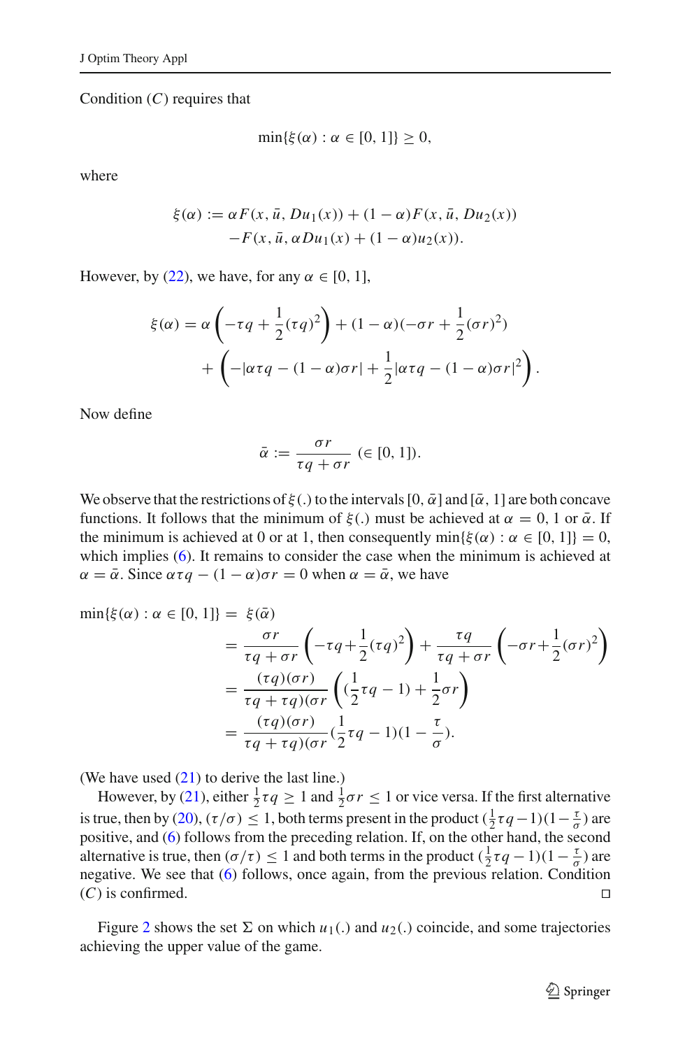Condition $(C)$ requires that

$$\min\{\xi(\alpha) : \alpha \in [0, 1]\} \geq 0,$$

where

$$\xi(\alpha) := \alpha F(x, \bar{u}, Du_1(x)) + (1-\alpha) F(x, \bar{u}, Du_2(x)) \\ - F(x, \bar{u}, \alpha Du_1(x) + (1-\alpha) u_2(x)).$$

However, by (22), we have, for any $\alpha \in [0, 1]$,

$$\xi(\alpha) = \alpha \left( -\tau q + \frac{1}{2}(\tau q)^2 \right) + (1-\alpha)(-\sigma r + \frac{1}{2}(\sigma r)^2) \\ + \left( -|\alpha \tau q - (1-\alpha)\sigma r| + \frac{1}{2}|\alpha \tau q - (1-\alpha)\sigma r|^2 \right).$$

Now define

$$\bar{\alpha} := \frac{\sigma r}{\tau q + \sigma r} \ (\in [0, 1]).$$

We observe that the restrictions of $\xi(.)$ to the intervals $[0, \bar{\alpha}]$ and $[\bar{\alpha}, 1]$ are both concave functions. It follows that the minimum of $\xi(.)$ must be achieved at $\alpha = 0, 1$ or $\bar{\alpha}$. If the minimum is achieved at 0 or at 1, then consequently $\min\{\xi(\alpha) : \alpha \in [0, 1]\} = 0$, which implies (6). It remains to consider the case when the minimum is achieved at $\alpha = \bar{\alpha}$. Since $\alpha \tau q - (1-\alpha)\sigma r = 0$ when $\alpha = \bar{\alpha}$, we have

$$\begin{aligned}
\min\{\xi(\alpha) : \alpha \in [0, 1]\} &= \xi(\bar{\alpha}) \\
&= \frac{\sigma r}{\tau q + \sigma r} \left( -\tau q + \frac{1}{2}(\tau q)^2 \right) + \frac{\tau q}{\tau q + \sigma r} \left( -\sigma r + \frac{1}{2}(\sigma r)^2 \right) \\
&= \frac{(\tau q)(\sigma r)}{\tau q + \tau q)(\sigma r} \left( (\frac{1}{2}\tau q - 1) + \frac{1}{2}\sigma r \right) \\
&= \frac{(\tau q)(\sigma r)}{\tau q + \tau q)(\sigma r} (\frac{1}{2}\tau q - 1)(1 - \frac{\tau}{\sigma}).
\end{aligned}$$

(We have used (21) to derive the last line.)

However, by (21), either $\frac{1}{2}\tau q \geq 1$ and $\frac{1}{2}\sigma r \leq 1$ or vice versa. If the first alternative is true, then by (20), $(\tau/\sigma) \leq 1$, both terms present in the product $(\frac{1}{2}\tau q - 1)(1 - \frac{\tau}{\sigma})$ are positive, and (6) follows from the preceding relation. If, on the other hand, the second alternative is true, then $(\sigma/\tau) \leq 1$ and both terms in the product $(\frac{1}{2}\tau q - 1)(1 - \frac{\tau}{\sigma})$ are negative. We see that (6) follows, once again, from the previous relation. Condition $(C)$ is confirmed. □

Figure 2 shows the set $\Sigma$ on which $u_1(.)$ and $u_2(.)$ coincide, and some trajectories achieving the upper value of the game.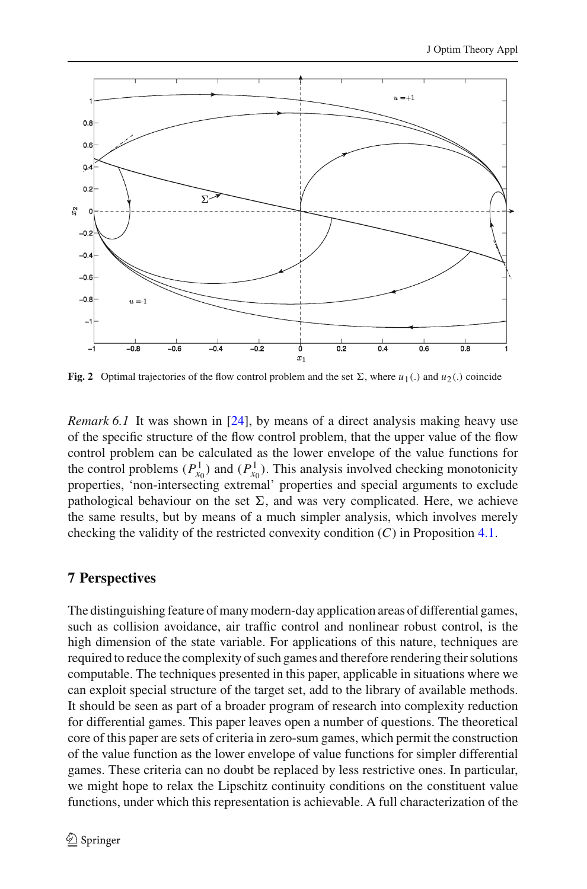**Fig. 2** Optimal trajectories of the flow control problem and the set $\Sigma$, where $u_1(.)$ and $u_2(.)$ coincide

*Remark 6.1* It was shown in [24], by means of a direct analysis making heavy use of the specific structure of the flow control problem, that the upper value of the flow control problem can be calculated as the lower envelope of the value functions for the control problems $(P^1_{x_0})$ and $(P^1_{x_0})$. This analysis involved checking monotonicity properties, 'non-intersecting extremal' properties and special arguments to exclude pathological behaviour on the set $\Sigma$, and was very complicated. Here, we achieve the same results, but by means of a much simpler analysis, which involves merely checking the validity of the restricted convexity condition $(C)$ in Proposition 4.1.

## 7 Perspectives

The distinguishing feature of many modern-day application areas of differential games, such as collision avoidance, air traffic control and nonlinear robust control, is the high dimension of the state variable. For applications of this nature, techniques are required to reduce the complexity of such games and therefore rendering their solutions computable. The techniques presented in this paper, applicable in situations where we can exploit special structure of the target set, add to the library of available methods. It should be seen as part of a broader program of research into complexity reduction for differential games. This paper leaves open a number of questions. The theoretical core of this paper are sets of criteria in zero-sum games, which permit the construction of the value function as the lower envelope of value functions for simpler differential games. These criteria can no doubt be replaced by less restrictive ones. In particular, we might hope to relax the Lipschitz continuity conditions on the constituent value functions, under which this representation is achievable. A full characterization of the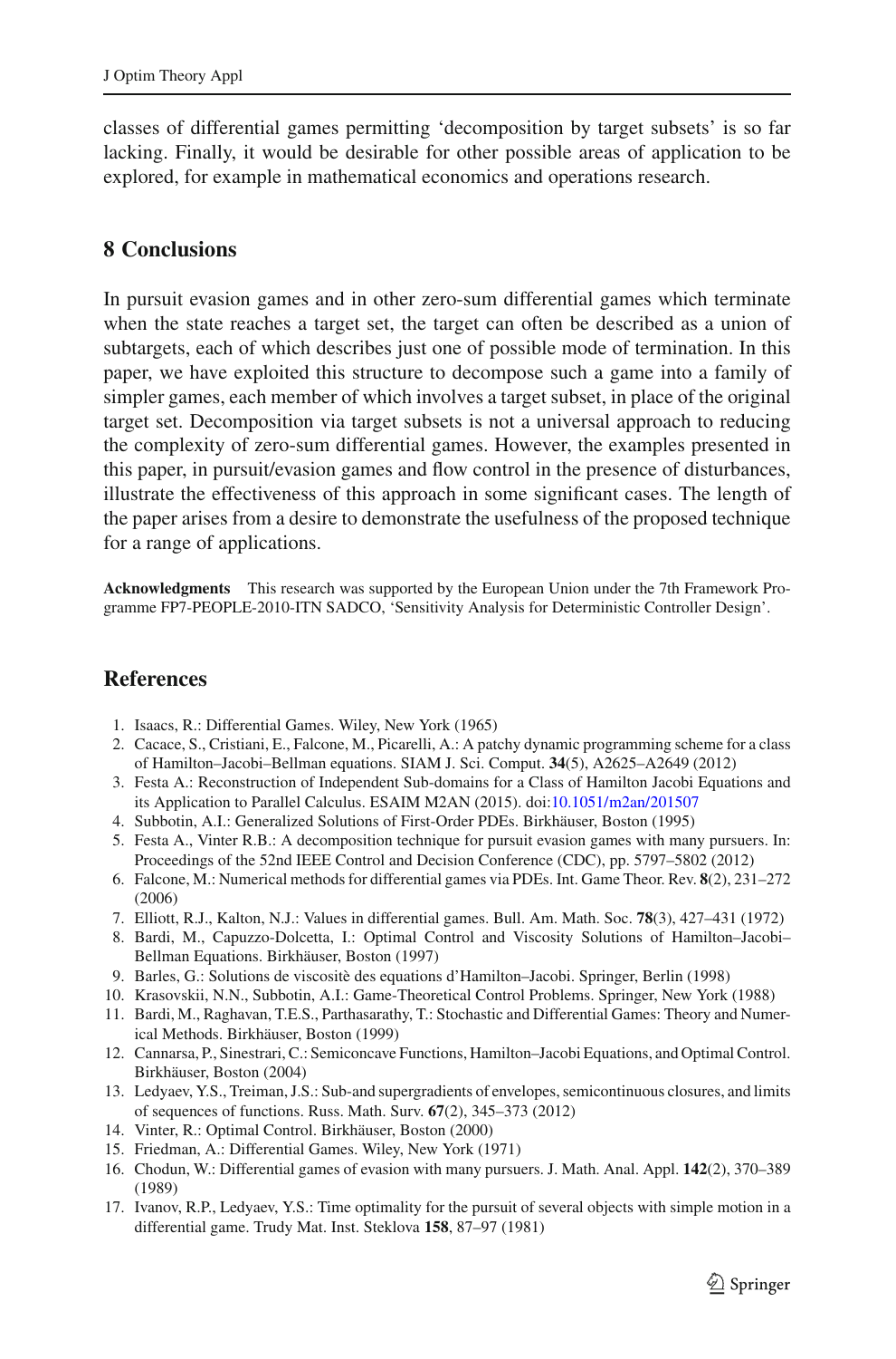classes of differential games permitting 'decomposition by target subsets' is so far lacking. Finally, it would be desirable for other possible areas of application to be explored, for example in mathematical economics and operations research.

## 8 Conclusions

In pursuit evasion games and in other zero-sum differential games which terminate when the state reaches a target set, the target can often be described as a union of subtargets, each of which describes just one of possible mode of termination. In this paper, we have exploited this structure to decompose such a game into a family of simpler games, each member of which involves a target subset, in place of the original target set. Decomposition via target subsets is not a universal approach to reducing the complexity of zero-sum differential games. However, the examples presented in this paper, in pursuit/evasion games and flow control in the presence of disturbances, illustrate the effectiveness of this approach in some significant cases. The length of the paper arises from a desire to demonstrate the usefulness of the proposed technique for a range of applications.

**Acknowledgments** This research was supported by the European Union under the 7th Framework Programme FP7-PEOPLE-2010-ITN SADCO, 'Sensitivity Analysis for Deterministic Controller Design'.

## References

1. Isaacs, R.: Differential Games. Wiley, New York (1965)
2. Cacace, S., Cristiani, E., Falcone, M., Picarelli, A.: A patchy dynamic programming scheme for a class of Hamilton–Jacobi–Bellman equations. SIAM J. Sci. Comput. **34**(5), A2625–A2649 (2012)
3. Festa A.: Reconstruction of Independent Sub-domains for a Class of Hamilton Jacobi Equations and its Application to Parallel Calculus. ESAIM M2AN (2015). doi:10.1051/m2an/201507
4. Subbotin, A.I.: Generalized Solutions of First-Order PDEs. Birkhäuser, Boston (1995)
5. Festa A., Vinter R.B.: A decomposition technique for pursuit evasion games with many pursuers. In: Proceedings of the 52nd IEEE Control and Decision Conference (CDC), pp. 5797–5802 (2012)
6. Falcone, M.: Numerical methods for differential games via PDEs. Int. Game Theor. Rev. **8**(2), 231–272 (2006)
7. Elliott, R.J., Kalton, N.J.: Values in differential games. Bull. Am. Math. Soc. **78**(3), 427–431 (1972)
8. Bardi, M., Capuzzo-Dolcetta, I.: Optimal Control and Viscosity Solutions of Hamilton–Jacobi–Bellman Equations. Birkhäuser, Boston (1997)
9. Barles, G.: Solutions de viscositè des equations d'Hamilton–Jacobi. Springer, Berlin (1998)
10. Krasovskii, N.N., Subbotin, A.I.: Game-Theoretical Control Problems. Springer, New York (1988)
11. Bardi, M., Raghavan, T.E.S., Parthasarathy, T.: Stochastic and Differential Games: Theory and Numerical Methods. Birkhäuser, Boston (1999)
12. Cannarsa, P., Sinestrari, C.: Semiconcave Functions, Hamilton–Jacobi Equations, and Optimal Control. Birkhäuser, Boston (2004)
13. Ledyaev, Y.S., Treiman, J.S.: Sub-and supergradients of envelopes, semicontinuous closures, and limits of sequences of functions. Russ. Math. Surv. **67**(2), 345–373 (2012)
14. Vinter, R.: Optimal Control. Birkhäuser, Boston (2000)
15. Friedman, A.: Differential Games. Wiley, New York (1971)
16. Chodun, W.: Differential games of evasion with many pursuers. J. Math. Anal. Appl. **142**(2), 370–389 (1989)
17. Ivanov, R.P., Ledyaev, Y.S.: Time optimality for the pursuit of several objects with simple motion in a differential game. Trudy Mat. Inst. Steklova **158**, 87–97 (1981)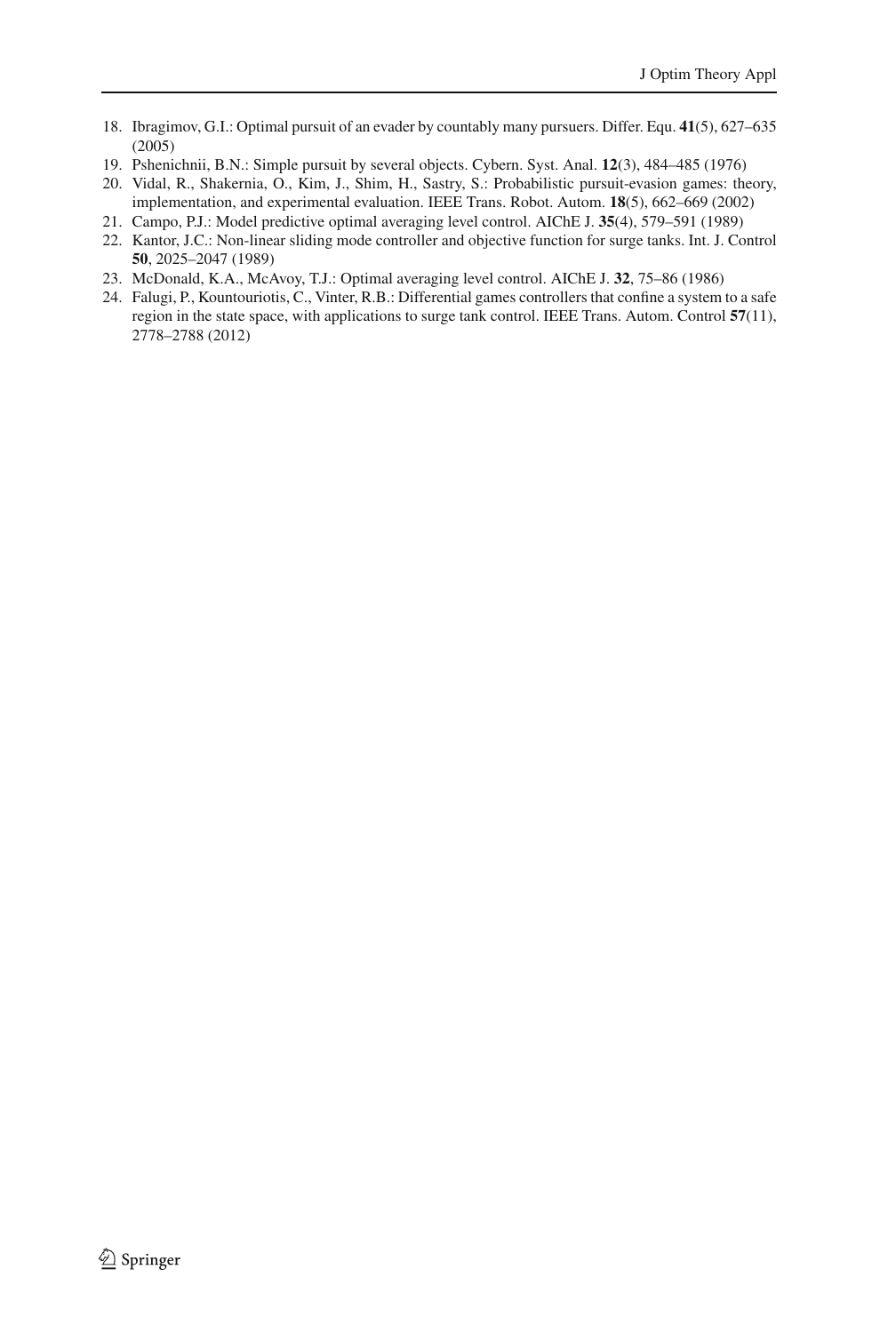18. Ibragimov, G.I.: Optimal pursuit of an evader by countably many pursuers. Differ. Equ. **41**(5), 627–635 (2005)
19. Pshenichnii, B.N.: Simple pursuit by several objects. Cybern. Syst. Anal. **12**(3), 484–485 (1976)
20. Vidal, R., Shakernia, O., Kim, J., Shim, H., Sastry, S.: Probabilistic pursuit-evasion games: theory, implementation, and experimental evaluation. IEEE Trans. Robot. Autom. **18**(5), 662–669 (2002)
21. Campo, P.J.: Model predictive optimal averaging level control. AIChE J. **35**(4), 579–591 (1989)
22. Kantor, J.C.: Non-linear sliding mode controller and objective function for surge tanks. Int. J. Control **50**, 2025–2047 (1989)
23. McDonald, K.A., McAvoy, T.J.: Optimal averaging level control. AIChE J. **32**, 75–86 (1986)
24. Falugi, P., Kountouriotis, C., Vinter, R.B.: Differential games controllers that confine a system to a safe region in the state space, with applications to surge tank control. IEEE Trans. Autom. Control **57**(11), 2778–2788 (2012)